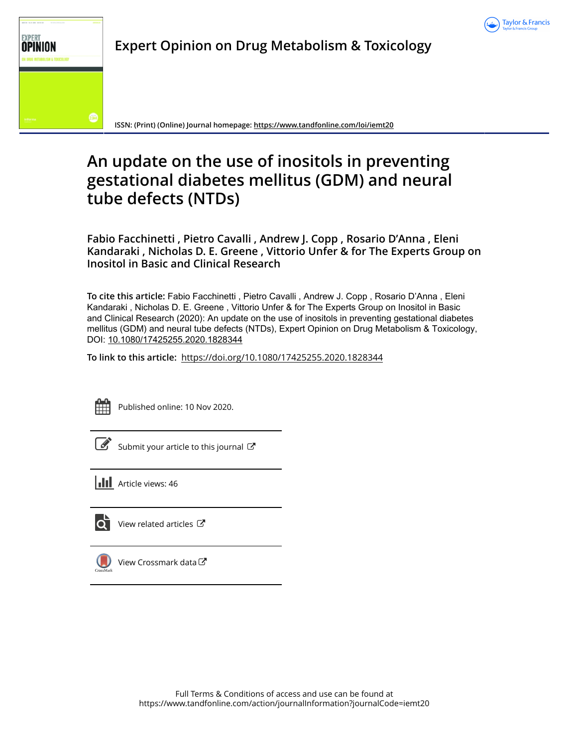# Expert Opinion on Drug Metabolism & Toxicology

ISSN: (Print) (Online) Journal homepage: https://www.tandfonline.com/loi/iemt20

# An update on the use of inositols in preventing gestational diabetes mellitus (GDM) and neural tube defects (NTDs)

**Fabio Facchinetti , Pietro Cavalli , Andrew J. Copp , Rosario D'Anna , Eleni Kandaraki , Nicholas D. E. Greene , Vittorio Unfer & for The Experts Group on Inositol in Basic and Clinical Research**

**To cite this article:** Fabio Facchinetti , Pietro Cavalli , Andrew J. Copp , Rosario D'Anna , Eleni Kandaraki , Nicholas D. E. Greene , Vittorio Unfer & for The Experts Group on Inositol in Basic and Clinical Research (2020): An update on the use of inositols in preventing gestational diabetes mellitus (GDM) and neural tube defects (NTDs), Expert Opinion on Drug Metabolism & Toxicology, DOI: 10.1080/17425255.2020.1828344

**To link to this article:** https://doi.org/10.1080/17425255.2020.1828344

Published online: 10 Nov 2020.

Submit your article to this journal

Article views: 46

View related articles

View Crossmark data

Full Terms & Conditions of access and use can be found at
https://www.tandfonline.com/action/journalInformation?journalCode=iemt20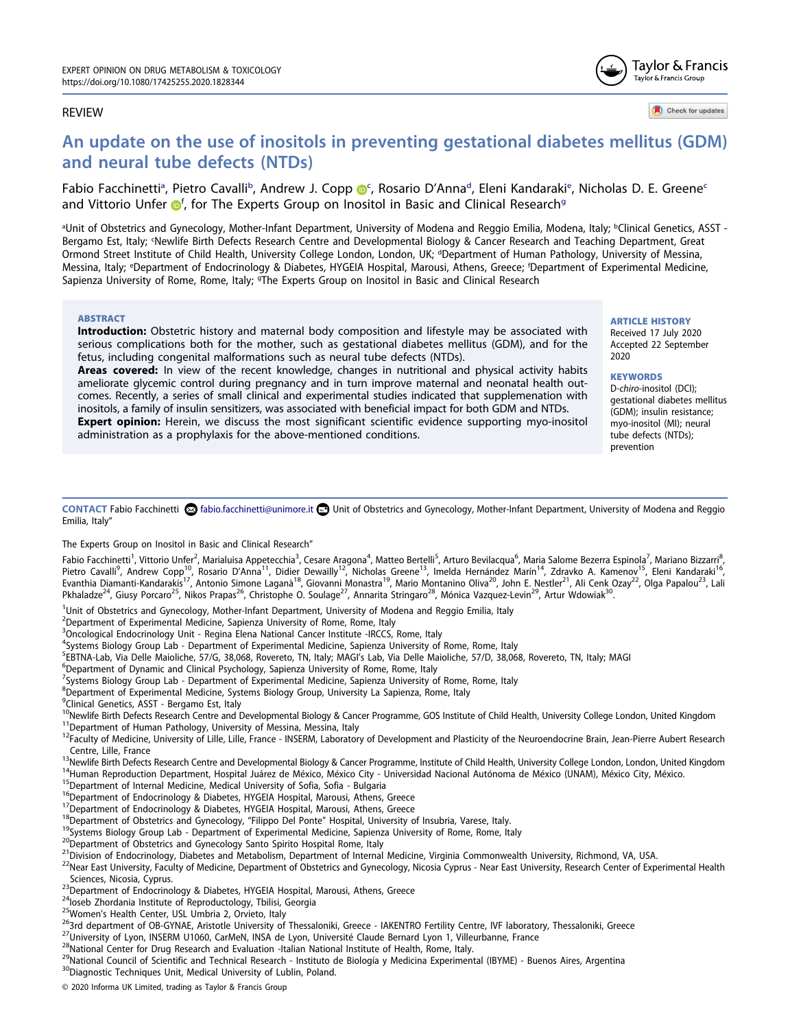REVIEW

# An update on the use of inositols in preventing gestational diabetes mellitus (GDM) and neural tube defects (NTDs)

Fabio Facchinetti[a], Pietro Cavalli[b], Andrew J. Copp[c], Rosario D'Anna[d], Eleni Kandaraki[e], Nicholas D. E. Greene[c] and Vittorio Unfer[f], for The Experts Group on Inositol in Basic and Clinical Research[g]

[a]Unit of Obstetrics and Gynecology, Mother-Infant Department, University of Modena and Reggio Emilia, Modena, Italy; [b]Clinical Genetics, ASST - Bergamo Est, Italy; [c]Newlife Birth Defects Research Centre and Developmental Biology & Cancer Research and Teaching Department, Great Ormond Street Institute of Child Health, University College London, London, UK; [d]Department of Human Pathology, University of Messina, Messina, Italy; [e]Department of Endocrinology & Diabetes, HYGEIA Hospital, Marousi, Athens, Greece; [f]Department of Experimental Medicine, Sapienza University of Rome, Rome, Italy; [g]The Experts Group on Inositol in Basic and Clinical Research

## ABSTRACT

**Introduction:** Obstetric history and maternal body composition and lifestyle may be associated with serious complications both for the mother, such as gestational diabetes mellitus (GDM), and for the fetus, including congenital malformations such as neural tube defects (NTDs).

**Areas covered:** In view of the recent knowledge, changes in nutritional and physical activity habits ameliorate glycemic control during pregnancy and in turn improve maternal and neonatal health outcomes. Recently, a series of small clinical and experimental studies indicated that supplemenation with inositols, a family of insulin sensitizers, was associated with beneficial impact for both GDM and NTDs.

**Expert opinion:** Herein, we discuss the most significant scientific evidence supporting myo-inositol administration as a prophylaxis for the above-mentioned conditions.

## ARTICLE HISTORY

Received 17 July 2020
Accepted 22 September 2020

## KEYWORDS

D-*chiro*-inositol (DCI); gestational diabetes mellitus (GDM); insulin resistance; myo-inositol (MI); neural tube defects (NTDs); prevention

---

**CONTACT** Fabio Facchinetti fabio.facchinetti@unimore.it Unit of Obstetrics and Gynecology, Mother-Infant Department, University of Modena and Reggio Emilia, Italy"

The Experts Group on Inositol in Basic and Clinical Research"

Fabio Facchinetti[1], Vittorio Unfer[2], Marialuisa Appetecchia[3], Cesare Aragona[4], Matteo Bertelli[5], Arturo Bevilacqua[6], Maria Salome Bezerra Espinola[7], Mariano Bizzarri[8], Pietro Cavalli[9], Andrew Copp[10], Rosario D'Anna[11], Didier Dewailly[12], Nicholas Greene[13], Imelda Hernández Marín[14], Zdravko A. Kamenov[15], Eleni Kandaraki[16], Evanthia Diamanti-Kandarakis[17], Antonio Simone Laganà[18], Giovanni Monastra[19], Mario Montanino Oliva[20], John E. Nestler[21], Ali Cenk Ozay[22], Olga Papalou[23], Lali Pkhaladze[24], Giusy Porcaro[25], Nikos Prapas[26], Christophe O. Soulage[27], Annarita Stringaro[28], Mónica Vazquez-Levin[29], Artur Wdowiak[30].

[1]Unit of Obstetrics and Gynecology, Mother-Infant Department, University of Modena and Reggio Emilia, Italy
[2]Department of Experimental Medicine, Sapienza University of Rome, Rome, Italy
[3]Oncological Endocrinology Unit - Regina Elena National Cancer Institute -IRCCS, Rome, Italy
[4]Systems Biology Group Lab - Department of Experimental Medicine, Sapienza University of Rome, Rome, Italy
[5]EBTNA-Lab, Via Delle Maioliche, 57/G, 38,068, Rovereto, TN, Italy; MAGI's Lab, Via Delle Maioliche, 57/D, 38,068, Rovereto, TN, Italy; MAGI
[6]Department of Dynamic and Clinical Psychology, Sapienza University of Rome, Rome, Italy
[7]Systems Biology Group Lab - Department of Experimental Medicine, Sapienza University of Rome, Rome, Italy
[8]Department of Experimental Medicine, Systems Biology Group, University La Sapienza, Rome, Italy
[9]Clinical Genetics, ASST - Bergamo Est, Italy
[10]Newlife Birth Defects Research Centre and Developmental Biology & Cancer Programme, GOS Institute of Child Health, University College London, United Kingdom
[11]Department of Human Pathology, University of Messina, Messina, Italy
[12]Faculty of Medicine, University of Lille, Lille, France - INSERM, Laboratory of Development and Plasticity of the Neuroendocrine Brain, Jean-Pierre Aubert Research Centre, Lille, France
[13]Newlife Birth Defects Research Centre and Developmental Biology & Cancer Programme, Institute of Child Health, University College London, London, United Kingdom
[14]Human Reproduction Department, Hospital Juárez de México, México City - Universidad Nacional Autónoma de México (UNAM), México City, México.
[15]Department of Internal Medicine, Medical University of Sofia, Sofia - Bulgaria
[16]Department of Endocrinology & Diabetes, HYGEIA Hospital, Marousi, Athens, Greece
[17]Department of Endocrinology & Diabetes, HYGEIA Hospital, Marousi, Athens, Greece
[18]Department of Obstetrics and Gynecology, "Filippo Del Ponte" Hospital, University of Insubria, Varese, Italy.
[19]Systems Biology Group Lab - Department of Experimental Medicine, Sapienza University of Rome, Rome, Italy
[20]Department of Obstetrics and Gynecology Santo Spirito Hospital Rome, Italy
[21]Division of Endocrinology, Diabetes and Metabolism, Department of Internal Medicine, Virginia Commonwealth University, Richmond, VA, USA.
[22]Near East University, Faculty of Medicine, Department of Obstetrics and Gynecology, Nicosia Cyprus - Near East University, Research Center of Experimental Health Sciences, Nicosia, Cyprus.
[23]Department of Endocrinology & Diabetes, HYGEIA Hospital, Marousi, Athens, Greece
[24]Ioseb Zhordania Institute of Reproductology, Tbilisi, Georgia
[25]Women's Health Center, USL Umbria 2, Orvieto, Italy
[26]3rd department of OB-GYNAE, Aristotle University of Thessaloniki, Greece - IAKENTRO Fertility Centre, IVF laboratory, Thessaloniki, Greece
[27]University of Lyon, INSERM U1060, CarMeN, INSA de Lyon, Université Claude Bernard Lyon 1, Villeurbanne, France
[28]National Center for Drug Research and Evaluation -Italian National Institute of Health, Rome, Italy.
[29]National Council of Scientific and Technical Research - Instituto de Biología y Medicina Experimental (IBYME) - Buenos Aires, Argentina
[30]Diagnostic Techniques Unit, Medical University of Lublin, Poland.

© 2020 Informa UK Limited, trading as Taylor & Francis Group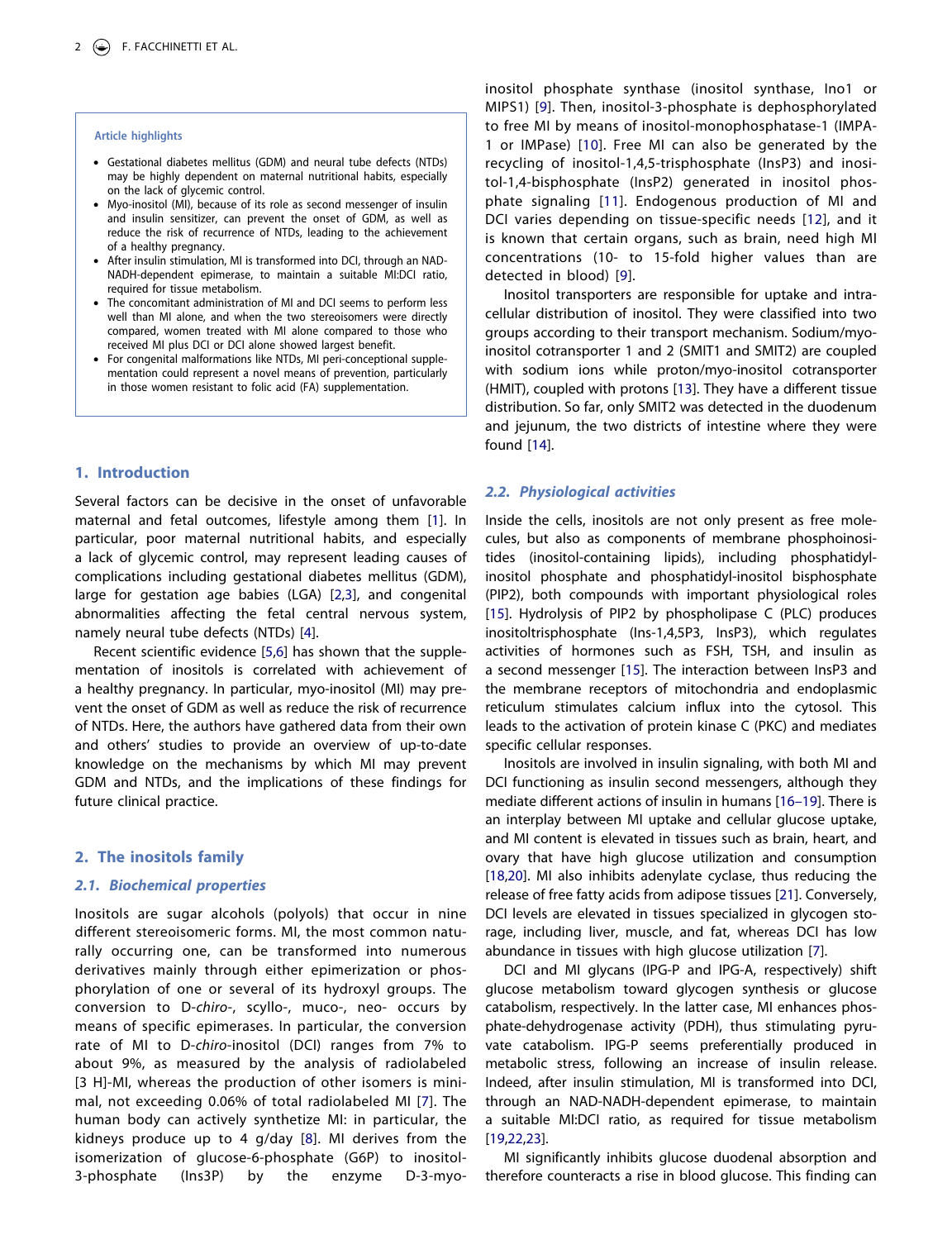**Article highlights**

- Gestational diabetes mellitus (GDM) and neural tube defects (NTDs) may be highly dependent on maternal nutritional habits, especially on the lack of glycemic control.
- Myo-inositol (MI), because of its role as second messenger of insulin and insulin sensitizer, can prevent the onset of GDM, as well as reduce the risk of recurrence of NTDs, leading to the achievement of a healthy pregnancy.
- After insulin stimulation, MI is transformed into DCI, through an NAD-NADH-dependent epimerase, to maintain a suitable MI:DCI ratio, required for tissue metabolism.
- The concomitant administration of MI and DCI seems to perform less well than MI alone, and when the two stereoisomers were directly compared, women treated with MI alone compared to those who received MI plus DCI or DCI alone showed largest benefit.
- For congenital malformations like NTDs, MI peri-conceptional supplementation could represent a novel means of prevention, particularly in those women resistant to folic acid (FA) supplementation.

## 1. Introduction

Several factors can be decisive in the onset of unfavorable maternal and fetal outcomes, lifestyle among them [1]. In particular, poor maternal nutritional habits, and especially a lack of glycemic control, may represent leading causes of complications including gestational diabetes mellitus (GDM), large for gestation age babies (LGA) [2,3], and congenital abnormalities affecting the fetal central nervous system, namely neural tube defects (NTDs) [4].

Recent scientific evidence [5,6] has shown that the supplementation of inositols is correlated with achievement of a healthy pregnancy. In particular, myo-inositol (MI) may prevent the onset of GDM as well as reduce the risk of recurrence of NTDs. Here, the authors have gathered data from their own and others' studies to provide an overview of up-to-date knowledge on the mechanisms by which MI may prevent GDM and NTDs, and the implications of these findings for future clinical practice.

## 2. The inositols family

### 2.1. Biochemical properties

Inositols are sugar alcohols (polyols) that occur in nine different stereoisomeric forms. MI, the most common naturally occurring one, can be transformed into numerous derivatives mainly through either epimerization or phosphorylation of one or several of its hydroxyl groups. The conversion to D-*chiro*-, scyllo-, muco-, neo- occurs by means of specific epimerases. In particular, the conversion rate of MI to D-*chiro*-inositol (DCI) ranges from 7% to about 9%, as measured by the analysis of radiolabeled [3 H]-MI, whereas the production of other isomers is minimal, not exceeding 0.06% of total radiolabeled MI [7]. The human body can actively synthetize MI: in particular, the kidneys produce up to 4 g/day [8]. MI derives from the isomerization of glucose-6-phosphate (G6P) to inositol-3-phosphate (Ins3P) by the enzyme D-3-myo-inositol phosphate synthase (inositol synthase, Ino1 or MIPS1) [9]. Then, inositol-3-phosphate is dephosphorylated to free MI by means of inositol-monophosphatase-1 (IMPA-1 or IMPase) [10]. Free MI can also be generated by the recycling of inositol-1,4,5-trisphosphate (InsP3) and inositol-1,4-bisphosphate (InsP2) generated in inositol phosphate signaling [11]. Endogenous production of MI and DCI varies depending on tissue-specific needs [12], and it is known that certain organs, such as brain, need high MI concentrations (10- to 15-fold higher values than are detected in blood) [9].

Inositol transporters are responsible for uptake and intracellular distribution of inositol. They were classified into two groups according to their transport mechanism. Sodium/myo-inositol cotransporter 1 and 2 (SMIT1 and SMIT2) are coupled with sodium ions while proton/myo-inositol cotransporter (HMIT), coupled with protons [13]. They have a different tissue distribution. So far, only SMIT2 was detected in the duodenum and jejunum, the two districts of intestine where they were found [14].

### 2.2. Physiological activities

Inside the cells, inositols are not only present as free molecules, but also as components of membrane phosphoinositides (inositol-containing lipids), including phosphatidyl-inositol phosphate and phosphatidyl-inositol bisphosphate (PIP2), both compounds with important physiological roles [15]. Hydrolysis of PIP2 by phospholipase C (PLC) produces inositoltrisphosphate (Ins-1,4,5P3, InsP3), which regulates activities of hormones such as FSH, TSH, and insulin as a second messenger [15]. The interaction between InsP3 and the membrane receptors of mitochondria and endoplasmic reticulum stimulates calcium influx into the cytosol. This leads to the activation of protein kinase C (PKC) and mediates specific cellular responses.

Inositols are involved in insulin signaling, with both MI and DCI functioning as insulin second messengers, although they mediate different actions of insulin in humans [16–19]. There is an interplay between MI uptake and cellular glucose uptake, and MI content is elevated in tissues such as brain, heart, and ovary that have high glucose utilization and consumption [18,20]. MI also inhibits adenylate cyclase, thus reducing the release of free fatty acids from adipose tissues [21]. Conversely, DCI levels are elevated in tissues specialized in glycogen storage, including liver, muscle, and fat, whereas DCI has low abundance in tissues with high glucose utilization [7].

DCI and MI glycans (IPG-P and IPG-A, respectively) shift glucose metabolism toward glycogen synthesis or glucose catabolism, respectively. In the latter case, MI enhances phosphate-dehydrogenase activity (PDH), thus stimulating pyruvate catabolism. IPG-P seems preferentially produced in metabolic stress, following an increase of insulin release. Indeed, after insulin stimulation, MI is transformed into DCI, through an NAD-NADH-dependent epimerase, to maintain a suitable MI:DCI ratio, as required for tissue metabolism [19,22,23].

MI significantly inhibits glucose duodenal absorption and therefore counteracts a rise in blood glucose. This finding can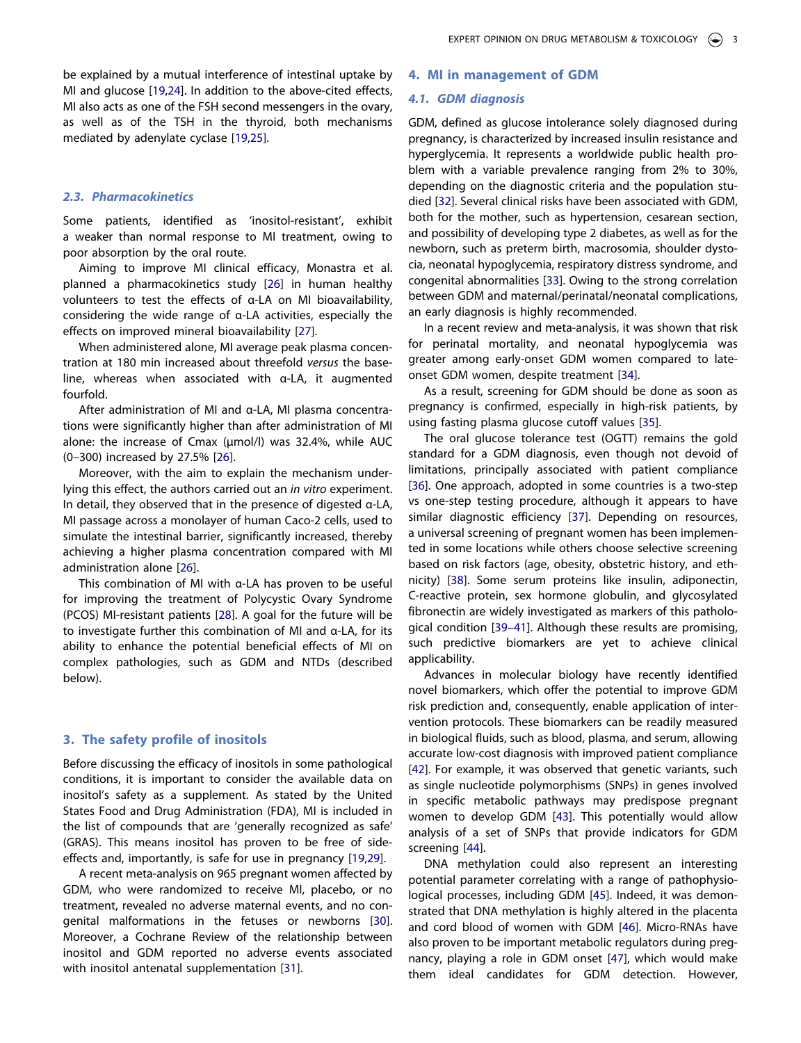be explained by a mutual interference of intestinal uptake by MI and glucose [19,24]. In addition to the above-cited effects, MI also acts as one of the FSH second messengers in the ovary, as well as of the TSH in the thyroid, both mechanisms mediated by adenylate cyclase [19,25].

### 2.3. Pharmacokinetics

Some patients, identified as 'inositol-resistant', exhibit a weaker than normal response to MI treatment, owing to poor absorption by the oral route.

Aiming to improve MI clinical efficacy, Monastra et al. planned a pharmacokinetics study [26] in human healthy volunteers to test the effects of α-LA on MI bioavailability, considering the wide range of α-LA activities, especially the effects on improved mineral bioavailability [27].

When administered alone, MI average peak plasma concentration at 180 min increased about threefold *versus* the baseline, whereas when associated with α-LA, it augmented fourfold.

After administration of MI and α-LA, MI plasma concentrations were significantly higher than after administration of MI alone: the increase of Cmax (μmol/l) was 32.4%, while AUC (0–300) increased by 27.5% [26].

Moreover, with the aim to explain the mechanism underlying this effect, the authors carried out an *in vitro* experiment. In detail, they observed that in the presence of digested α-LA, MI passage across a monolayer of human Caco-2 cells, used to simulate the intestinal barrier, significantly increased, thereby achieving a higher plasma concentration compared with MI administration alone [26].

This combination of MI with α-LA has proven to be useful for improving the treatment of Polycystic Ovary Syndrome (PCOS) MI-resistant patients [28]. A goal for the future will be to investigate further this combination of MI and α-LA, for its ability to enhance the potential beneficial effects of MI on complex pathologies, such as GDM and NTDs (described below).

## 3. The safety profile of inositols

Before discussing the efficacy of inositols in some pathological conditions, it is important to consider the available data on inositol's safety as a supplement. As stated by the United States Food and Drug Administration (FDA), MI is included in the list of compounds that are 'generally recognized as safe' (GRAS). This means inositol has proven to be free of side-effects and, importantly, is safe for use in pregnancy [19,29].

A recent meta-analysis on 965 pregnant women affected by GDM, who were randomized to receive MI, placebo, or no treatment, revealed no adverse maternal events, and no congenital malformations in the fetuses or newborns [30]. Moreover, a Cochrane Review of the relationship between inositol and GDM reported no adverse events associated with inositol antenatal supplementation [31].

## 4. MI in management of GDM

### 4.1. GDM diagnosis

GDM, defined as glucose intolerance solely diagnosed during pregnancy, is characterized by increased insulin resistance and hyperglycemia. It represents a worldwide public health problem with a variable prevalence ranging from 2% to 30%, depending on the diagnostic criteria and the population studied [32]. Several clinical risks have been associated with GDM, both for the mother, such as hypertension, cesarean section, and possibility of developing type 2 diabetes, as well as for the newborn, such as preterm birth, macrosomia, shoulder dystocia, neonatal hypoglycemia, respiratory distress syndrome, and congenital abnormalities [33]. Owing to the strong correlation between GDM and maternal/perinatal/neonatal complications, an early diagnosis is highly recommended.

In a recent review and meta-analysis, it was shown that risk for perinatal mortality, and neonatal hypoglycemia was greater among early-onset GDM women compared to late-onset GDM women, despite treatment [34].

As a result, screening for GDM should be done as soon as pregnancy is confirmed, especially in high-risk patients, by using fasting plasma glucose cutoff values [35].

The oral glucose tolerance test (OGTT) remains the gold standard for a GDM diagnosis, even though not devoid of limitations, principally associated with patient compliance [36]. One approach, adopted in some countries is a two-step vs one-step testing procedure, although it appears to have similar diagnostic efficiency [37]. Depending on resources, a universal screening of pregnant women has been implemented in some locations while others choose selective screening based on risk factors (age, obesity, obstetric history, and ethnicity) [38]. Some serum proteins like insulin, adiponectin, C-reactive protein, sex hormone globulin, and glycosylated fibronectin are widely investigated as markers of this pathological condition [39–41]. Although these results are promising, such predictive biomarkers are yet to achieve clinical applicability.

Advances in molecular biology have recently identified novel biomarkers, which offer the potential to improve GDM risk prediction and, consequently, enable application of intervention protocols. These biomarkers can be readily measured in biological fluids, such as blood, plasma, and serum, allowing accurate low-cost diagnosis with improved patient compliance [42]. For example, it was observed that genetic variants, such as single nucleotide polymorphisms (SNPs) in genes involved in specific metabolic pathways may predispose pregnant women to develop GDM [43]. This potentially would allow analysis of a set of SNPs that provide indicators for GDM screening [44].

DNA methylation could also represent an interesting potential parameter correlating with a range of pathophysiological processes, including GDM [45]. Indeed, it was demonstrated that DNA methylation is highly altered in the placenta and cord blood of women with GDM [46]. Micro-RNAs have also proven to be important metabolic regulators during pregnancy, playing a role in GDM onset [47], which would make them ideal candidates for GDM detection. However,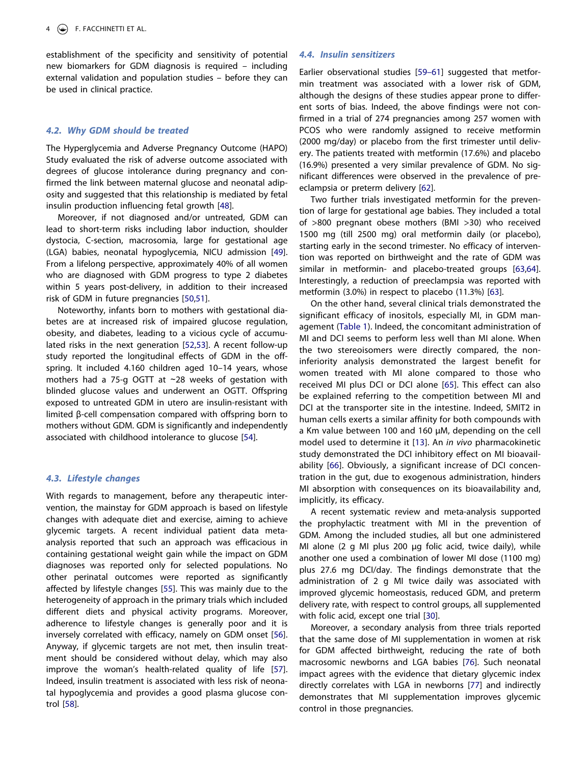establishment of the specificity and sensitivity of potential new biomarkers for GDM diagnosis is required – including external validation and population studies – before they can be used in clinical practice.

### 4.2. Why GDM should be treated

The Hyperglycemia and Adverse Pregnancy Outcome (HAPO) Study evaluated the risk of adverse outcome associated with degrees of glucose intolerance during pregnancy and confirmed the link between maternal glucose and neonatal adiposity and suggested that this relationship is mediated by fetal insulin production influencing fetal growth [48].

Moreover, if not diagnosed and/or untreated, GDM can lead to short-term risks including labor induction, shoulder dystocia, C-section, macrosomia, large for gestational age (LGA) babies, neonatal hypoglycemia, NICU admission [49]. From a lifelong perspective, approximately 40% of all women who are diagnosed with GDM progress to type 2 diabetes within 5 years post-delivery, in addition to their increased risk of GDM in future pregnancies [50,51].

Noteworthy, infants born to mothers with gestational diabetes are at increased risk of impaired glucose regulation, obesity, and diabetes, leading to a vicious cycle of accumulated risks in the next generation [52,53]. A recent follow-up study reported the longitudinal effects of GDM in the offspring. It included 4.160 children aged 10–14 years, whose mothers had a 75-g OGTT at ~28 weeks of gestation with blinded glucose values and underwent an OGTT. Offspring exposed to untreated GDM in utero are insulin-resistant with limited β-cell compensation compared with offspring born to mothers without GDM. GDM is significantly and independently associated with childhood intolerance to glucose [54].

### 4.3. Lifestyle changes

With regards to management, before any therapeutic intervention, the mainstay for GDM approach is based on lifestyle changes with adequate diet and exercise, aiming to achieve glycemic targets. A recent individual patient data meta-analysis reported that such an approach was efficacious in containing gestational weight gain while the impact on GDM diagnoses was reported only for selected populations. No other perinatal outcomes were reported as significantly affected by lifestyle changes [55]. This was mainly due to the heterogeneity of approach in the primary trials which included different diets and physical activity programs. Moreover, adherence to lifestyle changes is generally poor and it is inversely correlated with efficacy, namely on GDM onset [56]. Anyway, if glycemic targets are not met, then insulin treatment should be considered without delay, which may also improve the woman's health-related quality of life [57]. Indeed, insulin treatment is associated with less risk of neonatal hypoglycemia and provides a good plasma glucose control [58].

### 4.4. Insulin sensitizers

Earlier observational studies [59–61] suggested that metformin treatment was associated with a lower risk of GDM, although the designs of these studies appear prone to different sorts of bias. Indeed, the above findings were not confirmed in a trial of 274 pregnancies among 257 women with PCOS who were randomly assigned to receive metformin (2000 mg/day) or placebo from the first trimester until delivery. The patients treated with metformin (17.6%) and placebo (16.9%) presented a very similar prevalence of GDM. No significant differences were observed in the prevalence of preeclampsia or preterm delivery [62].

Two further trials investigated metformin for the prevention of large for gestational age babies. They included a total of >800 pregnant obese mothers (BMI >30) who received 1500 mg (till 2500 mg) oral metformin daily (or placebo), starting early in the second trimester. No efficacy of intervention was reported on birthweight and the rate of GDM was similar in metformin- and placebo-treated groups [63,64]. Interestingly, a reduction of preeclampsia was reported with metformin (3.0%) in respect to placebo (11.3%) [63].

On the other hand, several clinical trials demonstrated the significant efficacy of inositols, especially MI, in GDM management (Table 1). Indeed, the concomitant administration of MI and DCI seems to perform less well than MI alone. When the two stereoisomers were directly compared, the non-inferiority analysis demonstrated the largest benefit for women treated with MI alone compared to those who received MI plus DCI or DCI alone [65]. This effect can also be explained referring to the competition between MI and DCI at the transporter site in the intestine. Indeed, SMIT2 in human cells exerts a similar affinity for both compounds with a Km value between 100 and 160 μM, depending on the cell model used to determine it [13]. An *in vivo* pharmacokinetic study demonstrated the DCI inhibitory effect on MI bioavailability [66]. Obviously, a significant increase of DCI concentration in the gut, due to exogenous administration, hinders MI absorption with consequences on its bioavailability and, implicitly, its efficacy.

A recent systematic review and meta-analysis supported the prophylactic treatment with MI in the prevention of GDM. Among the included studies, all but one administered MI alone (2 g MI plus 200 μg folic acid, twice daily), while another one used a combination of lower MI dose (1100 mg) plus 27.6 mg DCI/day. The findings demonstrate that the administration of 2 g MI twice daily was associated with improved glycemic homeostasis, reduced GDM, and preterm delivery rate, with respect to control groups, all supplemented with folic acid, except one trial [30].

Moreover, a secondary analysis from three trials reported that the same dose of MI supplementation in women at risk for GDM affected birthweight, reducing the rate of both macrosomic newborns and LGA babies [76]. Such neonatal impact agrees with the evidence that dietary glycemic index directly correlates with LGA in newborns [77] and indirectly demonstrates that MI supplementation improves glycemic control in those pregnancies.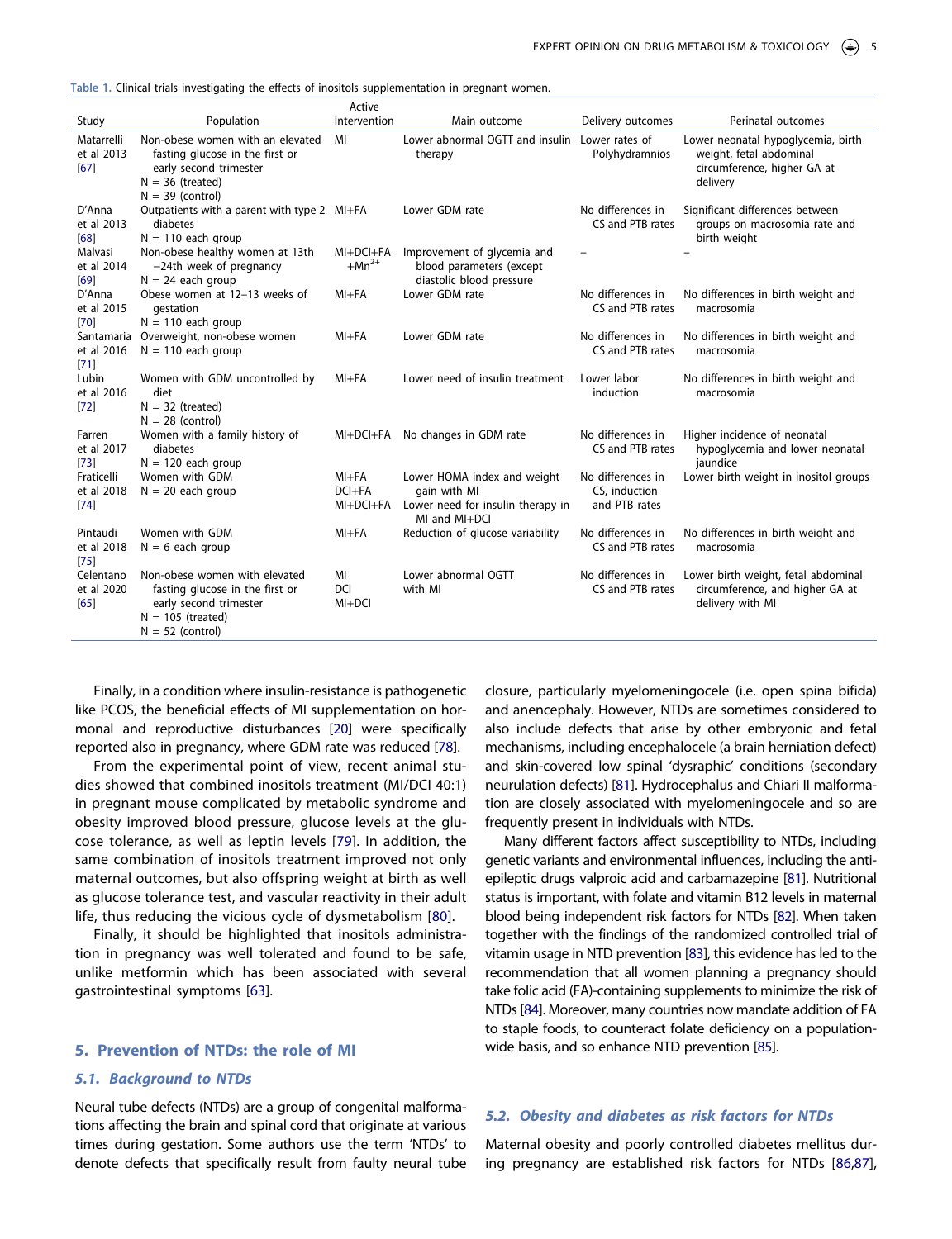Table 1. Clinical trials investigating the effects of inositols supplementation in pregnant women.

| Study | Population | Active Intervention | Main outcome | Delivery outcomes | Perinatal outcomes |
|---|---|---|---|---|---|
| Matarrelli et al 2013 [67] | Non-obese women with an elevated fasting glucose in the first or early second trimester N = 36 (treated) N = 39 (control) | MI | Lower abnormal OGTT and insulin therapy | Lower rates of Polyhydramnios | Lower neonatal hypoglycemia, birth weight, fetal abdominal circumference, higher GA at delivery |
| D'Anna et al 2013 [68] | Outpatients with a parent with type 2 diabetes N = 110 each group | MI+FA | Lower GDM rate | No differences in CS and PTB rates | Significant differences between groups on macrosomia rate and birth weight |
| Malvasi et al 2014 [69] | Non-obese healthy women at 13th −24th week of pregnancy N = 24 each group | MI+DCI+FA $+Mn^{2+}$ | Improvement of glycemia and blood parameters (except diastolic blood pressure | – | – |
| D'Anna et al 2015 [70] | Obese women at 12–13 weeks of gestation N = 110 each group | MI+FA | Lower GDM rate | No differences in CS and PTB rates | No differences in birth weight and macrosomia |
| Santamaria et al 2016 [71] | Overweight, non-obese women N = 110 each group | MI+FA | Lower GDM rate | No differences in CS and PTB rates | No differences in birth weight and macrosomia |
| Lubin et al 2016 [72] | Women with GDM uncontrolled by diet N = 32 (treated) N = 28 (control) | MI+FA | Lower need of insulin treatment | Lower labor induction | No differences in birth weight and macrosomia |
| Farren et al 2017 [73] | Women with a family history of diabetes N = 120 each group | MI+DCI+FA | No changes in GDM rate | No differences in CS and PTB rates | Higher incidence of neonatal hypoglycemia and lower neonatal jaundice |
| Fraticelli et al 2018 [74] | Women with GDM N = 20 each group | MI+FA DCI+FA MI+DCI+FA | Lower HOMA index and weight gain with MI Lower need for insulin therapy in MI and MI+DCI | No differences in CS, induction and PTB rates | Lower birth weight in inositol groups |
| Pintaudi et al 2018 [75] | Women with GDM N = 6 each group | MI+FA | Reduction of glucose variability | No differences in CS and PTB rates | No differences in birth weight and macrosomia |
| Celentano et al 2020 [65] | Non-obese women with elevated fasting glucose in the first or early second trimester N = 105 (treated) N = 52 (control) | MI DCI MI+DCI | Lower abnormal OGTT with MI | No differences in CS and PTB rates | Lower birth weight, fetal abdominal circumference, and higher GA at delivery with MI |

Finally, in a condition where insulin-resistance is pathogenetic like PCOS, the beneficial effects of MI supplementation on hormonal and reproductive disturbances [20] were specifically reported also in pregnancy, where GDM rate was reduced [78].

From the experimental point of view, recent animal studies showed that combined inositols treatment (MI/DCI 40:1) in pregnant mouse complicated by metabolic syndrome and obesity improved blood pressure, glucose levels at the glucose tolerance, as well as leptin levels [79]. In addition, the same combination of inositols treatment improved not only maternal outcomes, but also offspring weight at birth as well as glucose tolerance test, and vascular reactivity in their adult life, thus reducing the vicious cycle of dysmetabolism [80].

Finally, it should be highlighted that inositols administration in pregnancy was well tolerated and found to be safe, unlike metformin which has been associated with several gastrointestinal symptoms [63].

## 5. Prevention of NTDs: the role of MI

### 5.1. Background to NTDs

Neural tube defects (NTDs) are a group of congenital malformations affecting the brain and spinal cord that originate at various times during gestation. Some authors use the term 'NTDs' to denote defects that specifically result from faulty neural tube closure, particularly myelomeningocele (i.e. open spina bifida) and anencephaly. However, NTDs are sometimes considered to also include defects that arise by other embryonic and fetal mechanisms, including encephalocele (a brain herniation defect) and skin-covered low spinal 'dysraphic' conditions (secondary neurulation defects) [81]. Hydrocephalus and Chiari II malformation are closely associated with myelomeningocele and so are frequently present in individuals with NTDs.

Many different factors affect susceptibility to NTDs, including genetic variants and environmental influences, including the anti-epileptic drugs valproic acid and carbamazepine [81]. Nutritional status is important, with folate and vitamin B12 levels in maternal blood being independent risk factors for NTDs [82]. When taken together with the findings of the randomized controlled trial of vitamin usage in NTD prevention [83], this evidence has led to the recommendation that all women planning a pregnancy should take folic acid (FA)-containing supplements to minimize the risk of NTDs [84]. Moreover, many countries now mandate addition of FA to staple foods, to counteract folate deficiency on a population-wide basis, and so enhance NTD prevention [85].

### 5.2. Obesity and diabetes as risk factors for NTDs

Maternal obesity and poorly controlled diabetes mellitus during pregnancy are established risk factors for NTDs [86,87],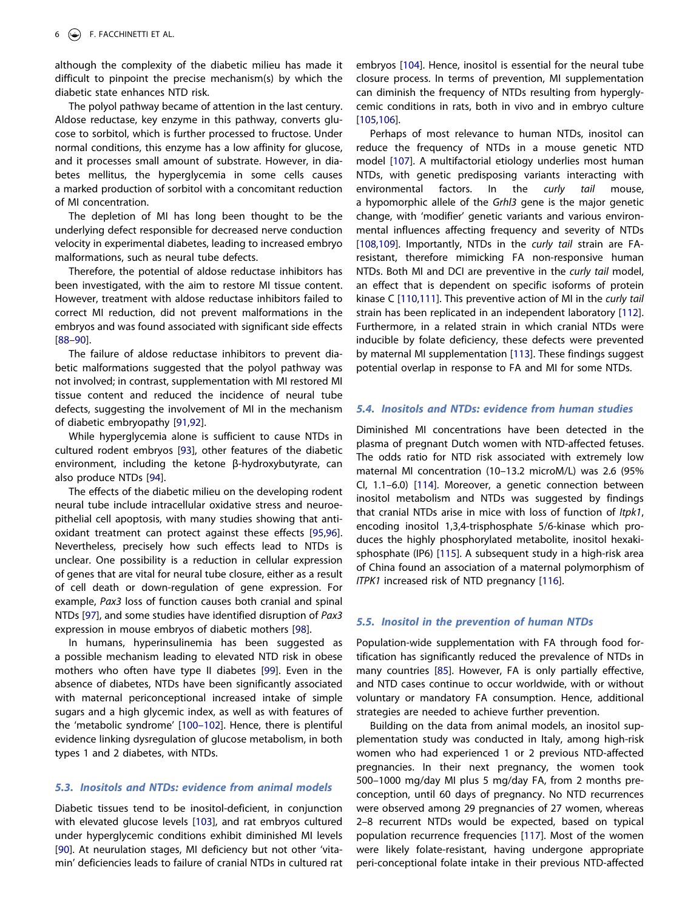although the complexity of the diabetic milieu has made it difficult to pinpoint the precise mechanism(s) by which the diabetic state enhances NTD risk.

The polyol pathway became of attention in the last century. Aldose reductase, key enzyme in this pathway, converts glucose to sorbitol, which is further processed to fructose. Under normal conditions, this enzyme has a low affinity for glucose, and it processes small amount of substrate. However, in diabetes mellitus, the hyperglycemia in some cells causes a marked production of sorbitol with a concomitant reduction of MI concentration.

The depletion of MI has long been thought to be the underlying defect responsible for decreased nerve conduction velocity in experimental diabetes, leading to increased embryo malformations, such as neural tube defects.

Therefore, the potential of aldose reductase inhibitors has been investigated, with the aim to restore MI tissue content. However, treatment with aldose reductase inhibitors failed to correct MI reduction, did not prevent malformations in the embryos and was found associated with significant side effects [88–90].

The failure of aldose reductase inhibitors to prevent diabetic malformations suggested that the polyol pathway was not involved; in contrast, supplementation with MI restored MI tissue content and reduced the incidence of neural tube defects, suggesting the involvement of MI in the mechanism of diabetic embryopathy [91,92].

While hyperglycemia alone is sufficient to cause NTDs in cultured rodent embryos [93], other features of the diabetic environment, including the ketone β-hydroxybutyrate, can also produce NTDs [94].

The effects of the diabetic milieu on the developing rodent neural tube include intracellular oxidative stress and neuroepithelial cell apoptosis, with many studies showing that antioxidant treatment can protect against these effects [95,96]. Nevertheless, precisely how such effects lead to NTDs is unclear. One possibility is a reduction in cellular expression of genes that are vital for neural tube closure, either as a result of cell death or down-regulation of gene expression. For example, *Pax3* loss of function causes both cranial and spinal NTDs [97], and some studies have identified disruption of *Pax3* expression in mouse embryos of diabetic mothers [98].

In humans, hyperinsulinemia has been suggested as a possible mechanism leading to elevated NTD risk in obese mothers who often have type II diabetes [99]. Even in the absence of diabetes, NTDs have been significantly associated with maternal periconceptional increased intake of simple sugars and a high glycemic index, as well as with features of the 'metabolic syndrome' [100–102]. Hence, there is plentiful evidence linking dysregulation of glucose metabolism, in both types 1 and 2 diabetes, with NTDs.

### 5.3. Inositols and NTDs: evidence from animal models

Diabetic tissues tend to be inositol-deficient, in conjunction with elevated glucose levels [103], and rat embryos cultured under hyperglycemic conditions exhibit diminished MI levels [90]. At neurulation stages, MI deficiency but not other 'vitamin' deficiencies leads to failure of cranial NTDs in cultured rat embryos [104]. Hence, inositol is essential for the neural tube closure process. In terms of prevention, MI supplementation can diminish the frequency of NTDs resulting from hyperglycemic conditions in rats, both in vivo and in embryo culture [105,106].

Perhaps of most relevance to human NTDs, inositol can reduce the frequency of NTDs in a mouse genetic NTD model [107]. A multifactorial etiology underlies most human NTDs, with genetic predisposing variants interacting with environmental factors. In the *curly tail* mouse, a hypomorphic allele of the *Grhl3* gene is the major genetic change, with 'modifier' genetic variants and various environmental influences affecting frequency and severity of NTDs [108,109]. Importantly, NTDs in the *curly tail* strain are FA-resistant, therefore mimicking FA non-responsive human NTDs. Both MI and DCI are preventive in the *curly tail* model, an effect that is dependent on specific isoforms of protein kinase C [110,111]. This preventive action of MI in the *curly tail* strain has been replicated in an independent laboratory [112]. Furthermore, in a related strain in which cranial NTDs were inducible by folate deficiency, these defects were prevented by maternal MI supplementation [113]. These findings suggest potential overlap in response to FA and MI for some NTDs.

### 5.4. Inositols and NTDs: evidence from human studies

Diminished MI concentrations have been detected in the plasma of pregnant Dutch women with NTD-affected fetuses. The odds ratio for NTD risk associated with extremely low maternal MI concentration (10–13.2 microM/L) was 2.6 (95% CI, 1.1–6.0) [114]. Moreover, a genetic connection between inositol metabolism and NTDs was suggested by findings that cranial NTDs arise in mice with loss of function of *Itpk1*, encoding inositol 1,3,4-trisphosphate 5/6-kinase which produces the highly phosphorylated metabolite, inositol hexakisphosphate (IP6) [115]. A subsequent study in a high-risk area of China found an association of a maternal polymorphism of *ITPK1* increased risk of NTD pregnancy [116].

### 5.5. Inositol in the prevention of human NTDs

Population-wide supplementation with FA through food fortification has significantly reduced the prevalence of NTDs in many countries [85]. However, FA is only partially effective, and NTD cases continue to occur worldwide, with or without voluntary or mandatory FA consumption. Hence, additional strategies are needed to achieve further prevention.

Building on the data from animal models, an inositol supplementation study was conducted in Italy, among high-risk women who had experienced 1 or 2 previous NTD-affected pregnancies. In their next pregnancy, the women took 500–1000 mg/day MI plus 5 mg/day FA, from 2 months pre-conception, until 60 days of pregnancy. No NTD recurrences were observed among 29 pregnancies of 27 women, whereas 2–8 recurrent NTDs would be expected, based on typical population recurrence frequencies [117]. Most of the women were likely folate-resistant, having undergone appropriate peri-conceptional folate intake in their previous NTD-affected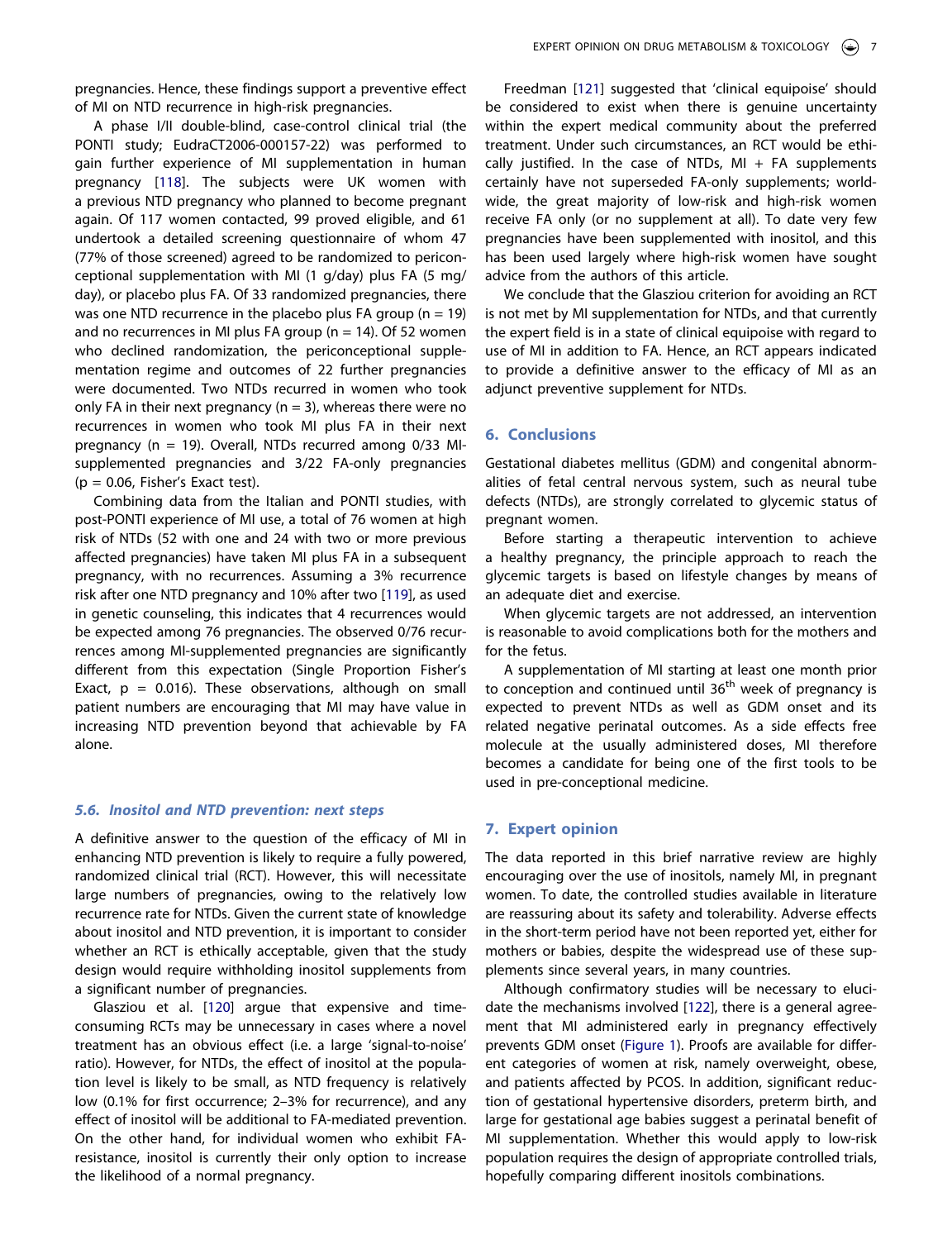pregnancies. Hence, these findings support a preventive effect of MI on NTD recurrence in high-risk pregnancies.

A phase I/II double-blind, case-control clinical trial (the PONTI study; EudraCT2006-000157-22) was performed to gain further experience of MI supplementation in human pregnancy [118]. The subjects were UK women with a previous NTD pregnancy who planned to become pregnant again. Of 117 women contacted, 99 proved eligible, and 61 undertook a detailed screening questionnaire of whom 47 (77% of those screened) agreed to be randomized to periconceptional supplementation with MI (1 g/day) plus FA (5 mg/day), or placebo plus FA. Of 33 randomized pregnancies, there was one NTD recurrence in the placebo plus FA group (n = 19) and no recurrences in MI plus FA group (n = 14). Of 52 women who declined randomization, the periconceptional supplementation regime and outcomes of 22 further pregnancies were documented. Two NTDs recurred in women who took only FA in their next pregnancy (n = 3), whereas there were no recurrences in women who took MI plus FA in their next pregnancy (n = 19). Overall, NTDs recurred among 0/33 MI-supplemented pregnancies and 3/22 FA-only pregnancies ($p = 0.06$, Fisher's Exact test).

Combining data from the Italian and PONTI studies, with post-PONTI experience of MI use, a total of 76 women at high risk of NTDs (52 with one and 24 with two or more previous affected pregnancies) have taken MI plus FA in a subsequent pregnancy, with no recurrences. Assuming a 3% recurrence risk after one NTD pregnancy and 10% after two [119], as used in genetic counseling, this indicates that 4 recurrences would be expected among 76 pregnancies. The observed 0/76 recurrences among MI-supplemented pregnancies are significantly different from this expectation (Single Proportion Fisher's Exact, $p = 0.016$). These observations, although on small patient numbers are encouraging that MI may have value in increasing NTD prevention beyond that achievable by FA alone.

### 5.6. Inositol and NTD prevention: next steps

A definitive answer to the question of the efficacy of MI in enhancing NTD prevention is likely to require a fully powered, randomized clinical trial (RCT). However, this will necessitate large numbers of pregnancies, owing to the relatively low recurrence rate for NTDs. Given the current state of knowledge about inositol and NTD prevention, it is important to consider whether an RCT is ethically acceptable, given that the study design would require withholding inositol supplements from a significant number of pregnancies.

Glasziou et al. [120] argue that expensive and time-consuming RCTs may be unnecessary in cases where a novel treatment has an obvious effect (i.e. a large 'signal-to-noise' ratio). However, for NTDs, the effect of inositol at the population level is likely to be small, as NTD frequency is relatively low (0.1% for first occurrence; 2–3% for recurrence), and any effect of inositol will be additional to FA-mediated prevention. On the other hand, for individual women who exhibit FA-resistance, inositol is currently their only option to increase the likelihood of a normal pregnancy.

Freedman [121] suggested that 'clinical equipoise' should be considered to exist when there is genuine uncertainty within the expert medical community about the preferred treatment. Under such circumstances, an RCT would be ethically justified. In the case of NTDs, MI + FA supplements certainly have not superseded FA-only supplements; worldwide, the great majority of low-risk and high-risk women receive FA only (or no supplement at all). To date very few pregnancies have been supplemented with inositol, and this has been used largely where high-risk women have sought advice from the authors of this article.

We conclude that the Glasziou criterion for avoiding an RCT is not met by MI supplementation for NTDs, and that currently the expert field is in a state of clinical equipoise with regard to use of MI in addition to FA. Hence, an RCT appears indicated to provide a definitive answer to the efficacy of MI as an adjunct preventive supplement for NTDs.

## 6. Conclusions

Gestational diabetes mellitus (GDM) and congenital abnormalities of fetal central nervous system, such as neural tube defects (NTDs), are strongly correlated to glycemic status of pregnant women.

Before starting a therapeutic intervention to achieve a healthy pregnancy, the principle approach to reach the glycemic targets is based on lifestyle changes by means of an adequate diet and exercise.

When glycemic targets are not addressed, an intervention is reasonable to avoid complications both for the mothers and for the fetus.

A supplementation of MI starting at least one month prior to conception and continued until 36$^{th}$ week of pregnancy is expected to prevent NTDs as well as GDM onset and its related negative perinatal outcomes. As a side effects free molecule at the usually administered doses, MI therefore becomes a candidate for being one of the first tools to be used in pre-conceptional medicine.

## 7. Expert opinion

The data reported in this brief narrative review are highly encouraging over the use of inositols, namely MI, in pregnant women. To date, the controlled studies available in literature are reassuring about its safety and tolerability. Adverse effects in the short-term period have not been reported yet, either for mothers or babies, despite the widespread use of these supplements since several years, in many countries.

Although confirmatory studies will be necessary to elucidate the mechanisms involved [122], there is a general agreement that MI administered early in pregnancy effectively prevents GDM onset (Figure 1). Proofs are available for different categories of women at risk, namely overweight, obese, and patients affected by PCOS. In addition, significant reduction of gestational hypertensive disorders, preterm birth, and large for gestational age babies suggest a perinatal benefit of MI supplementation. Whether this would apply to low-risk population requires the design of appropriate controlled trials, hopefully comparing different inositols combinations.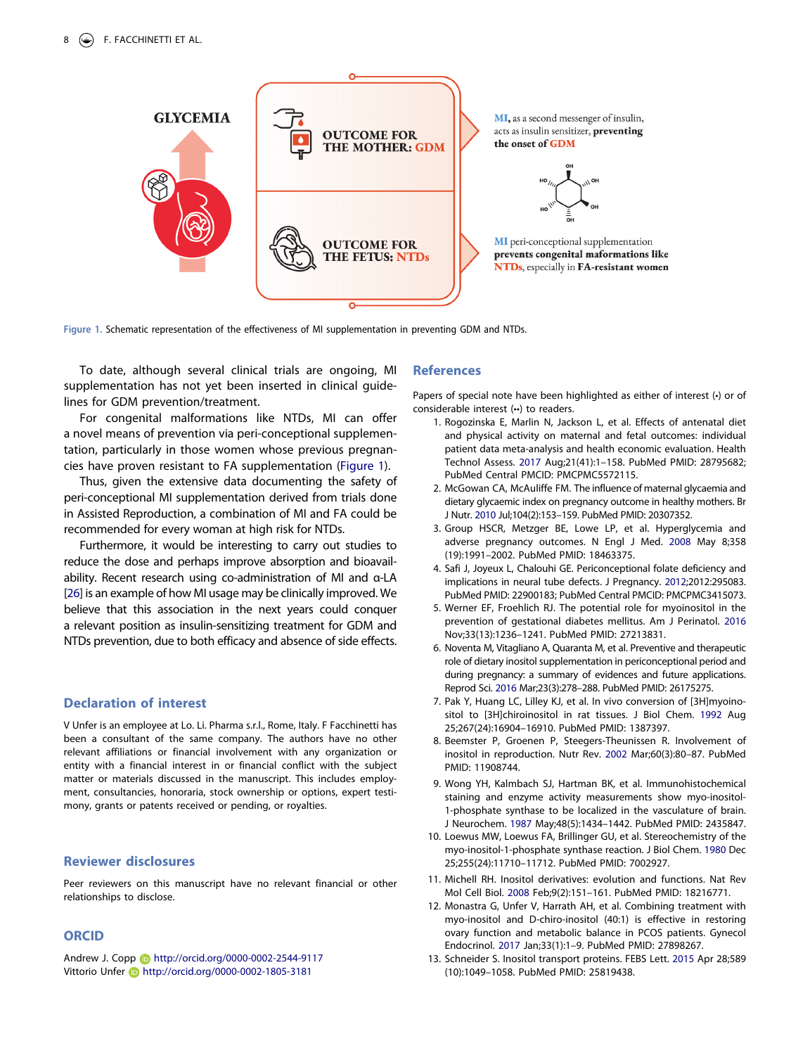Figure 1. Schematic representation of the effectiveness of MI supplementation in preventing GDM and NTDs.

To date, although several clinical trials are ongoing, MI supplementation has not yet been inserted in clinical guidelines for GDM prevention/treatment.

For congenital malformations like NTDs, MI can offer a novel means of prevention via peri-conceptional supplementation, particularly in those women whose previous pregnancies have proven resistant to FA supplementation (Figure 1).

Thus, given the extensive data documenting the safety of peri-conceptional MI supplementation derived from trials done in Assisted Reproduction, a combination of MI and FA could be recommended for every woman at high risk for NTDs.

Furthermore, it would be interesting to carry out studies to reduce the dose and perhaps improve absorption and bioavailability. Recent research using co-administration of MI and α-LA [26] is an example of how MI usage may be clinically improved. We believe that this association in the next years could conquer a relevant position as insulin-sensitizing treatment for GDM and NTDs prevention, due to both efficacy and absence of side effects.

## Declaration of interest

V Unfer is an employee at Lo. Li. Pharma s.r.l., Rome, Italy. F Facchinetti has been a consultant of the same company. The authors have no other relevant affiliations or financial involvement with any organization or entity with a financial interest in or financial conflict with the subject matter or materials discussed in the manuscript. This includes employment, consultancies, honoraria, stock ownership or options, expert testimony, grants or patents received or pending, or royalties.

## Reviewer disclosures

Peer reviewers on this manuscript have no relevant financial or other relationships to disclose.

## ORCID

Andrew J. Copp http://orcid.org/0000-0002-2544-9117
Vittorio Unfer http://orcid.org/0000-0002-1805-3181

## References

Papers of special note have been highlighted as either of interest (•) or of considerable interest (••) to readers.

1. Rogozinska E, Marlin N, Jackson L, et al. Effects of antenatal diet and physical activity on maternal and fetal outcomes: individual patient data meta-analysis and health economic evaluation. Health Technol Assess. 2017 Aug;21(41):1–158. PubMed PMID: 28795682; PubMed Central PMCID: PMCPMC5572115.
2. McGowan CA, McAuliffe FM. The influence of maternal glycaemia and dietary glycaemic index on pregnancy outcome in healthy mothers. Br J Nutr. 2010 Jul;104(2):153–159. PubMed PMID: 20307352.
3. Group HSCR, Metzger BE, Lowe LP, et al. Hyperglycemia and adverse pregnancy outcomes. N Engl J Med. 2008 May 8;358 (19):1991–2002. PubMed PMID: 18463375.
4. Safi J, Joyeux L, Chalouhi GE. Periconceptional folate deficiency and implications in neural tube defects. J Pregnancy. 2012;2012:295083. PubMed PMID: 22900183; PubMed Central PMCID: PMCPMC3415073.
5. Werner EF, Froehlich RJ. The potential role for myoinositol in the prevention of gestational diabetes mellitus. Am J Perinatol. 2016 Nov;33(13):1236–1241. PubMed PMID: 27213831.
6. Noventa M, Vitagliano A, Quaranta M, et al. Preventive and therapeutic role of dietary inositol supplementation in periconceptional period and during pregnancy: a summary of evidences and future applications. Reprod Sci. 2016 Mar;23(3):278–288. PubMed PMID: 26175275.
7. Pak Y, Huang LC, Lilley KJ, et al. In vivo conversion of [3H]myoinositol to [3H]chiroinositol in rat tissues. J Biol Chem. 1992 Aug 25;267(24):16904–16910. PubMed PMID: 1387397.
8. Beemster P, Groenen P, Steegers-Theunissen R. Involvement of inositol in reproduction. Nutr Rev. 2002 Mar;60(3):80–87. PubMed PMID: 11908744.
9. Wong YH, Kalmbach SJ, Hartman BK, et al. Immunohistochemical staining and enzyme activity measurements show myo-inositol-1-phosphate synthase to be localized in the vasculature of brain. J Neurochem. 1987 May;48(5):1434–1442. PubMed PMID: 2435847.
10. Loewus MW, Loewus FA, Brillinger GU, et al. Stereochemistry of the myo-inositol-1-phosphate synthase reaction. J Biol Chem. 1980 Dec 25;255(24):11710–11712. PubMed PMID: 7002927.
11. Michell RH. Inositol derivatives: evolution and functions. Nat Rev Mol Cell Biol. 2008 Feb;9(2):151–161. PubMed PMID: 18216771.
12. Monastra G, Unfer V, Harrath AH, et al. Combining treatment with myo-inositol and D-chiro-inositol (40:1) is effective in restoring ovary function and metabolic balance in PCOS patients. Gynecol Endocrinol. 2017 Jan;33(1):1–9. PubMed PMID: 27898267.
13. Schneider S. Inositol transport proteins. FEBS Lett. 2015 Apr 28;589 (10):1049–1058. PubMed PMID: 25819438.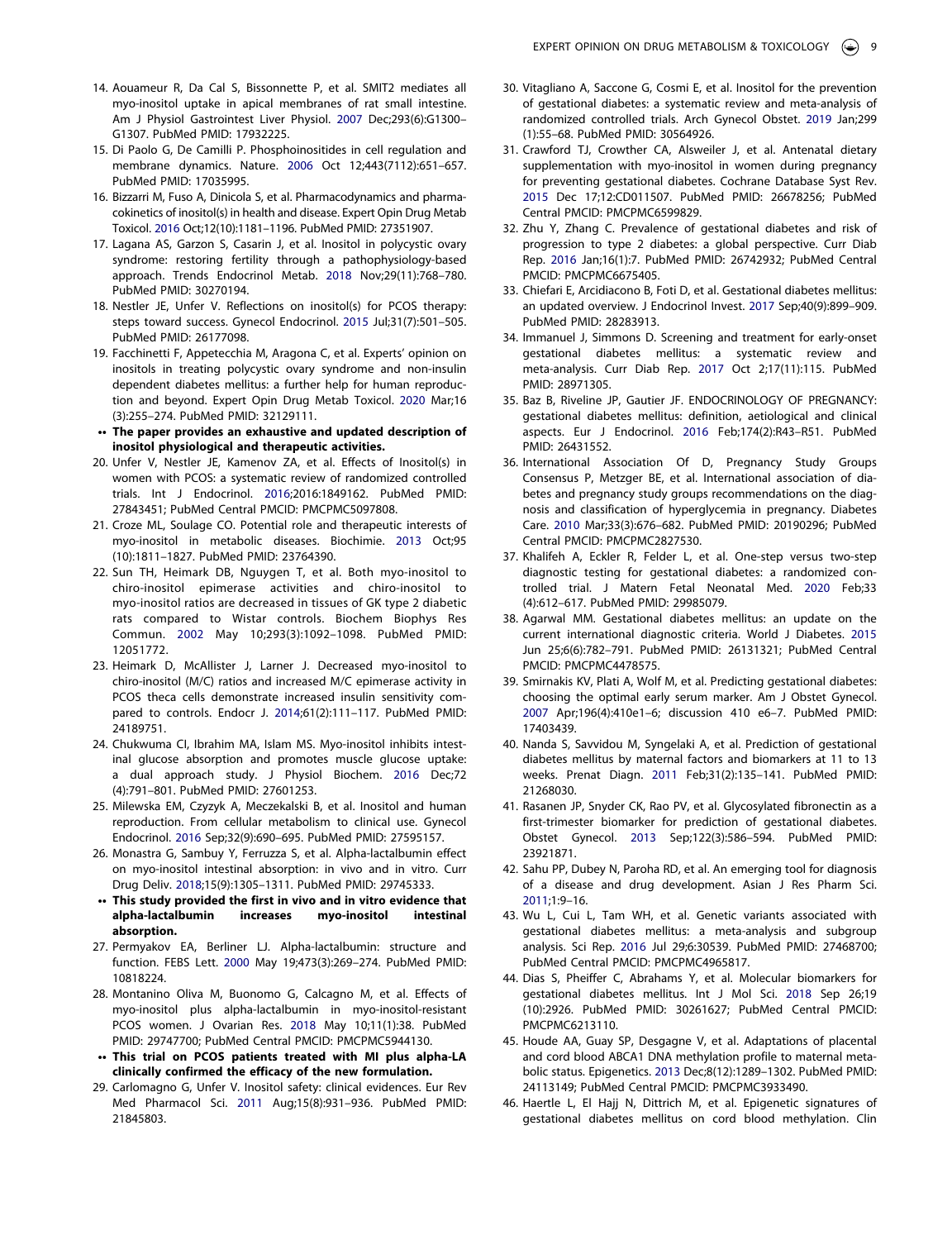14. Aouameur R, Da Cal S, Bissonnette P, et al. SMIT2 mediates all myo-inositol uptake in apical membranes of rat small intestine. Am J Physiol Gastrointest Liver Physiol. 2007 Dec;293(6):G1300–G1307. PubMed PMID: 17932225.
15. Di Paolo G, De Camilli P. Phosphoinositides in cell regulation and membrane dynamics. Nature. 2006 Oct 12;443(7112):651–657. PubMed PMID: 17035995.
16. Bizzarri M, Fuso A, Dinicola S, et al. Pharmacodynamics and pharmacokinetics of inositol(s) in health and disease. Expert Opin Drug Metab Toxicol. 2016 Oct;12(10):1181–1196. PubMed PMID: 27351907.
17. Lagana AS, Garzon S, Casarin J, et al. Inositol in polycystic ovary syndrome: restoring fertility through a pathophysiology-based approach. Trends Endocrinol Metab. 2018 Nov;29(11):768–780. PubMed PMID: 30270194.
18. Nestler JE, Unfer V. Reflections on inositol(s) for PCOS therapy: steps toward success. Gynecol Endocrinol. 2015 Jul;31(7):501–505. PubMed PMID: 26177098.
19. Facchinetti F, Appetecchia M, Aragona C, et al. Experts' opinion on inositols in treating polycystic ovary syndrome and non-insulin dependent diabetes mellitus: a further help for human reproduction and beyond. Expert Opin Drug Metab Toxicol. 2020 Mar;16 (3):255–274. PubMed PMID: 32129111.
•• **The paper provides an exhaustive and updated description of inositol physiological and therapeutic activities.**
20. Unfer V, Nestler JE, Kamenov ZA, et al. Effects of Inositol(s) in women with PCOS: a systematic review of randomized controlled trials. Int J Endocrinol. 2016;2016:1849162. PubMed PMID: 27843451; PubMed Central PMCID: PMCPMC5097808.
21. Croze ML, Soulage CO. Potential role and therapeutic interests of myo-inositol in metabolic diseases. Biochimie. 2013 Oct;95 (10):1811–1827. PubMed PMID: 23764390.
22. Sun TH, Heimark DB, Nguygen T, et al. Both myo-inositol to chiro-inositol epimerase activities and chiro-inositol to myo-inositol ratios are decreased in tissues of GK type 2 diabetic rats compared to Wistar controls. Biochem Biophys Res Commun. 2002 May 10;293(3):1092–1098. PubMed PMID: 12051772.
23. Heimark D, McAllister J, Larner J. Decreased myo-inositol to chiro-inositol (M/C) ratios and increased M/C epimerase activity in PCOS theca cells demonstrate increased insulin sensitivity compared to controls. Endocr J. 2014;61(2):111–117. PubMed PMID: 24189751.
24. Chukwuma CI, Ibrahim MA, Islam MS. Myo-inositol inhibits intestinal glucose absorption and promotes muscle glucose uptake: a dual approach study. J Physiol Biochem. 2016 Dec;72 (4):791–801. PubMed PMID: 27601253.
25. Milewska EM, Czyzyk A, Meczekalski B, et al. Inositol and human reproduction. From cellular metabolism to clinical use. Gynecol Endocrinol. 2016 Sep;32(9):690–695. PubMed PMID: 27595157.
26. Monastra G, Sambuy Y, Ferruzza S, et al. Alpha-lactalbumin effect on myo-inositol intestinal absorption: in vivo and in vitro. Curr Drug Deliv. 2018;15(9):1305–1311. PubMed PMID: 29745333.
•• **This study provided the first in vivo and in vitro evidence that alpha-lactalbumin increases myo-inositol intestinal absorption.**
27. Permyakov EA, Berliner LJ. Alpha-lactalbumin: structure and function. FEBS Lett. 2000 May 19;473(3):269–274. PubMed PMID: 10818224.
28. Montanino Oliva M, Buonomo G, Calcagno M, et al. Effects of myo-inositol plus alpha-lactalbumin in myo-inositol-resistant PCOS women. J Ovarian Res. 2018 May 10;11(1):38. PubMed PMID: 29747700; PubMed Central PMCID: PMCPMC5944130.
•• **This trial on PCOS patients treated with MI plus alpha-LA clinically confirmed the efficacy of the new formulation.**
29. Carlomagno G, Unfer V. Inositol safety: clinical evidences. Eur Rev Med Pharmacol Sci. 2011 Aug;15(8):931–936. PubMed PMID: 21845803.
30. Vitagliano A, Saccone G, Cosmi E, et al. Inositol for the prevention of gestational diabetes: a systematic review and meta-analysis of randomized controlled trials. Arch Gynecol Obstet. 2019 Jan;299 (1):55–68. PubMed PMID: 30564926.
31. Crawford TJ, Crowther CA, Alsweiler J, et al. Antenatal dietary supplementation with myo-inositol in women during pregnancy for preventing gestational diabetes. Cochrane Database Syst Rev. 2015 Dec 17;12:CD011507. PubMed PMID: 26678256; PubMed Central PMCID: PMCPMC6599829.
32. Zhu Y, Zhang C. Prevalence of gestational diabetes and risk of progression to type 2 diabetes: a global perspective. Curr Diab Rep. 2016 Jan;16(1):7. PubMed PMID: 26742932; PubMed Central PMCID: PMCPMC6675405.
33. Chiefari E, Arcidiacono B, Foti D, et al. Gestational diabetes mellitus: an updated overview. J Endocrinol Invest. 2017 Sep;40(9):899–909. PubMed PMID: 28283913.
34. Immanuel J, Simmons D. Screening and treatment for early-onset gestational diabetes mellitus: a systematic review and meta-analysis. Curr Diab Rep. 2017 Oct 2;17(11):115. PubMed PMID: 28971305.
35. Baz B, Riveline JP, Gautier JF. ENDOCRINOLOGY OF PREGNANCY: gestational diabetes mellitus: definition, aetiological and clinical aspects. Eur J Endocrinol. 2016 Feb;174(2):R43–R51. PubMed PMID: 26431552.
36. International Association Of D, Pregnancy Study Groups Consensus P, Metzger BE, et al. International association of diabetes and pregnancy study groups recommendations on the diagnosis and classification of hyperglycemia in pregnancy. Diabetes Care. 2010 Mar;33(3):676–682. PubMed PMID: 20190296; PubMed Central PMCID: PMCPMC2827530.
37. Khalifeh A, Eckler R, Felder L, et al. One-step versus two-step diagnostic testing for gestational diabetes: a randomized controlled trial. J Matern Fetal Neonatal Med. 2020 Feb;33 (4):612–617. PubMed PMID: 29985079.
38. Agarwal MM. Gestational diabetes mellitus: an update on the current international diagnostic criteria. World J Diabetes. 2015 Jun 25;6(6):782–791. PubMed PMID: 26131321; PubMed Central PMCID: PMCPMC4478575.
39. Smirnakis KV, Plati A, Wolf M, et al. Predicting gestational diabetes: choosing the optimal early serum marker. Am J Obstet Gynecol. 2007 Apr;196(4):410e1–6; discussion 410 e6–7. PubMed PMID: 17403439.
40. Nanda S, Savvidou M, Syngelaki A, et al. Prediction of gestational diabetes mellitus by maternal factors and biomarkers at 11 to 13 weeks. Prenat Diagn. 2011 Feb;31(2):135–141. PubMed PMID: 21268030.
41. Rasanen JP, Snyder CK, Rao PV, et al. Glycosylated fibronectin as a first-trimester biomarker for prediction of gestational diabetes. Obstet Gynecol. 2013 Sep;122(3):586–594. PubMed PMID: 23921871.
42. Sahu PP, Dubey N, Paroha RD, et al. An emerging tool for diagnosis of a disease and drug development. Asian J Res Pharm Sci. 2011;1:9–16.
43. Wu L, Cui L, Tam WH, et al. Genetic variants associated with gestational diabetes mellitus: a meta-analysis and subgroup analysis. Sci Rep. 2016 Jul 29;6:30539. PubMed PMID: 27468700; PubMed Central PMCID: PMCPMC4965817.
44. Dias S, Pheiffer C, Abrahams Y, et al. Molecular biomarkers for gestational diabetes mellitus. Int J Mol Sci. 2018 Sep 26;19 (10):2926. PubMed PMID: 30261627; PubMed Central PMCID: PMCPMC6213110.
45. Houde AA, Guay SP, Desgagne V, et al. Adaptations of placental and cord blood ABCA1 DNA methylation profile to maternal metabolic status. Epigenetics. 2013 Dec;8(12):1289–1302. PubMed PMID: 24113149; PubMed Central PMCID: PMCPMC3933490.
46. Haertle L, El Hajj N, Dittrich M, et al. Epigenetic signatures of gestational diabetes mellitus on cord blood methylation. Clin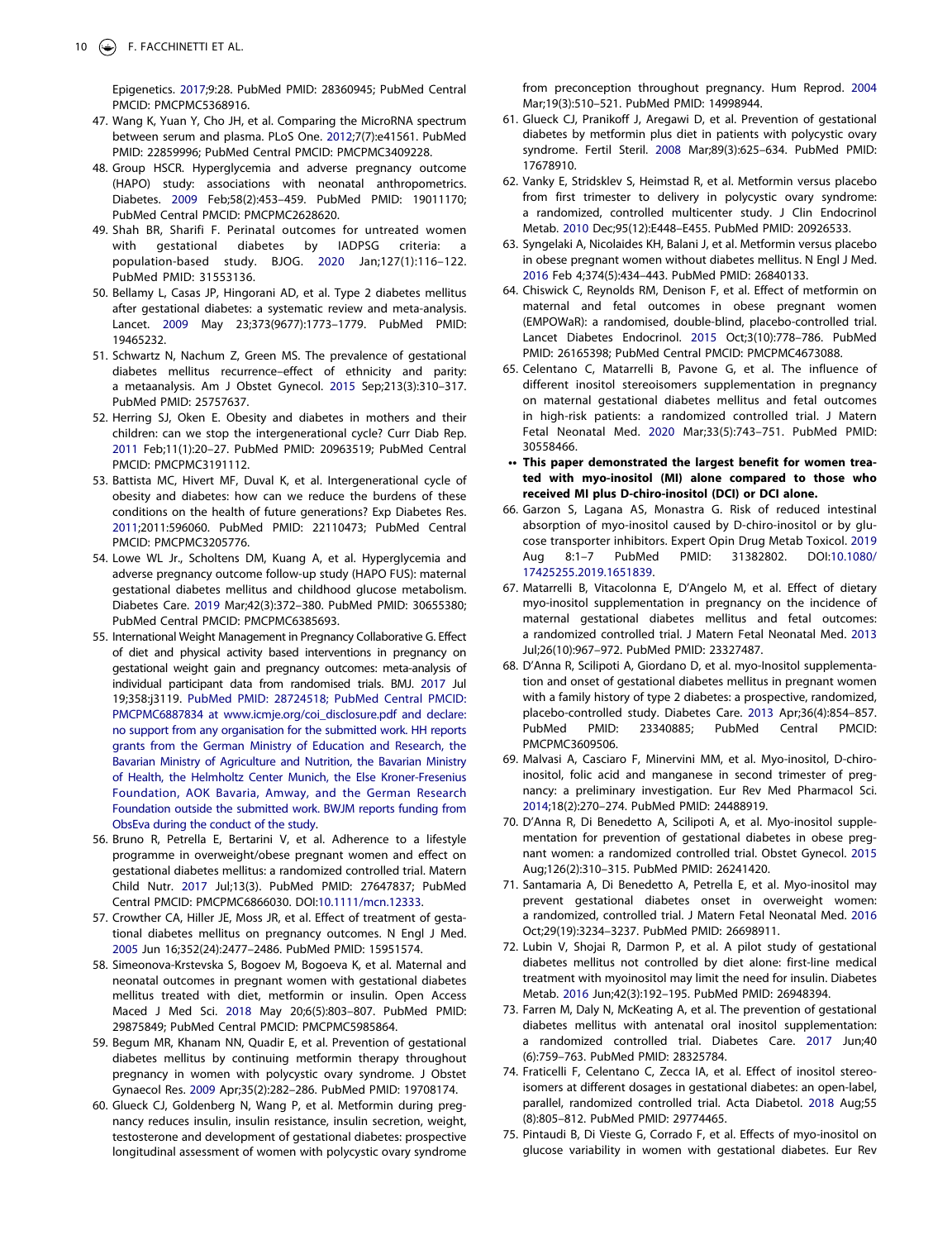Epigenetics. 2017;9:28. PubMed PMID: 28360945; PubMed Central PMCID: PMCPMC5368916.

47. Wang K, Yuan Y, Cho JH, et al. Comparing the MicroRNA spectrum between serum and plasma. PLoS One. 2012;7(7):e41561. PubMed PMID: 22859996; PubMed Central PMCID: PMCPMC3409228.
48. Group HSCR. Hyperglycemia and adverse pregnancy outcome (HAPO) study: associations with neonatal anthropometrics. Diabetes. 2009 Feb;58(2):453–459. PubMed PMID: 19011170; PubMed Central PMCID: PMCPMC2628620.
49. Shah BR, Sharifi F. Perinatal outcomes for untreated women with gestational diabetes by IADPSG criteria: a population-based study. BJOG. 2020 Jan;127(1):116–122. PubMed PMID: 31553136.
50. Bellamy L, Casas JP, Hingorani AD, et al. Type 2 diabetes mellitus after gestational diabetes: a systematic review and meta-analysis. Lancet. 2009 May 23;373(9677):1773–1779. PubMed PMID: 19465232.
51. Schwartz N, Nachum Z, Green MS. The prevalence of gestational diabetes mellitus recurrence–effect of ethnicity and parity: a metaanalysis. Am J Obstet Gynecol. 2015 Sep;213(3):310–317. PubMed PMID: 25757637.
52. Herring SJ, Oken E. Obesity and diabetes in mothers and their children: can we stop the intergenerational cycle? Curr Diab Rep. 2011 Feb;11(1):20–27. PubMed PMID: 20963519; PubMed Central PMCID: PMCPMC3191112.
53. Battista MC, Hivert MF, Duval K, et al. Intergenerational cycle of obesity and diabetes: how can we reduce the burdens of these conditions on the health of future generations? Exp Diabetes Res. 2011;2011:596060. PubMed PMID: 22110473; PubMed Central PMCID: PMCPMC3205776.
54. Lowe WL Jr., Scholtens DM, Kuang A, et al. Hyperglycemia and adverse pregnancy outcome follow-up study (HAPO FUS): maternal gestational diabetes mellitus and childhood glucose metabolism. Diabetes Care. 2019 Mar;42(3):372–380. PubMed PMID: 30655380; PubMed Central PMCID: PMCPMC6385693.
55. International Weight Management in Pregnancy Collaborative G. Effect of diet and physical activity based interventions in pregnancy on gestational weight gain and pregnancy outcomes: meta-analysis of individual participant data from randomised trials. BMJ. 2017 Jul 19;358:j3119. PubMed PMID: 28724518; PubMed Central PMCID: PMCPMC6887834 at www.icmje.org/coi_disclosure.pdf and declare: no support from any organisation for the submitted work. HH reports grants from the German Ministry of Education and Research, the Bavarian Ministry of Agriculture and Nutrition, the Bavarian Ministry of Health, the Helmholtz Center Munich, the Else Kroner-Fresenius Foundation, AOK Bavaria, Amway, and the German Research Foundation outside the submitted work. BWJM reports funding from ObsEva during the conduct of the study.
56. Bruno R, Petrella E, Bertarini V, et al. Adherence to a lifestyle programme in overweight/obese pregnant women and effect on gestational diabetes mellitus: a randomized controlled trial. Matern Child Nutr. 2017 Jul;13(3). PubMed PMID: 27647837; PubMed Central PMCID: PMCPMC6866030. DOI:10.1111/mcn.12333.
57. Crowther CA, Hiller JE, Moss JR, et al. Effect of treatment of gestational diabetes mellitus on pregnancy outcomes. N Engl J Med. 2005 Jun 16;352(24):2477–2486. PubMed PMID: 15951574.
58. Simeonova-Krstevska S, Bogoev M, Bogoeva K, et al. Maternal and neonatal outcomes in pregnant women with gestational diabetes mellitus treated with diet, metformin or insulin. Open Access Maced J Med Sci. 2018 May 20;6(5):803–807. PubMed PMID: 29875849; PubMed Central PMCID: PMCPMC5985864.
59. Begum MR, Khanam NN, Quadir E, et al. Prevention of gestational diabetes mellitus by continuing metformin therapy throughout pregnancy in women with polycystic ovary syndrome. J Obstet Gynaecol Res. 2009 Apr;35(2):282–286. PubMed PMID: 19708174.
60. Glueck CJ, Goldenberg N, Wang P, et al. Metformin during pregnancy reduces insulin, insulin resistance, insulin secretion, weight, testosterone and development of gestational diabetes: prospective longitudinal assessment of women with polycystic ovary syndrome from preconception throughout pregnancy. Hum Reprod. 2004 Mar;19(3):510–521. PubMed PMID: 14998944.
61. Glueck CJ, Pranikoff J, Aregawi D, et al. Prevention of gestational diabetes by metformin plus diet in patients with polycystic ovary syndrome. Fertil Steril. 2008 Mar;89(3):625–634. PubMed PMID: 17678910.
62. Vanky E, Stridsklev S, Heimstad R, et al. Metformin versus placebo from first trimester to delivery in polycystic ovary syndrome: a randomized, controlled multicenter study. J Clin Endocrinol Metab. 2010 Dec;95(12):E448–E455. PubMed PMID: 20926533.
63. Syngelaki A, Nicolaides KH, Balani J, et al. Metformin versus placebo in obese pregnant women without diabetes mellitus. N Engl J Med. 2016 Feb 4;374(5):434–443. PubMed PMID: 26840133.
64. Chiswick C, Reynolds RM, Denison F, et al. Effect of metformin on maternal and fetal outcomes in obese pregnant women (EMPOWaR): a randomised, double-blind, placebo-controlled trial. Lancet Diabetes Endocrinol. 2015 Oct;3(10):778–786. PubMed PMID: 26165398; PubMed Central PMCID: PMCPMC4673088.
65. Celentano C, Matarrelli B, Pavone G, et al. The influence of different inositol stereoisomers supplementation in pregnancy on maternal gestational diabetes mellitus and fetal outcomes in high-risk patients: a randomized controlled trial. J Matern Fetal Neonatal Med. 2020 Mar;33(5):743–751. PubMed PMID: 30558466.

•• **This paper demonstrated the largest benefit for women treated with myo-inositol (MI) alone compared to those who received MI plus D-chiro-inositol (DCI) or DCI alone.**

66. Garzon S, Lagana AS, Monastra G. Risk of reduced intestinal absorption of myo-inositol caused by D-chiro-inositol or by glucose transporter inhibitors. Expert Opin Drug Metab Toxicol. 2019 Aug 8:1–7 PubMed PMID: 31382802. DOI:10.1080/17425255.2019.1651839.
67. Matarrelli B, Vitacolonna E, D'Angelo M, et al. Effect of dietary myo-inositol supplementation in pregnancy on the incidence of maternal gestational diabetes mellitus and fetal outcomes: a randomized controlled trial. J Matern Fetal Neonatal Med. 2013 Jul;26(10):967–972. PubMed PMID: 23327487.
68. D'Anna R, Scilipoti A, Giordano D, et al. myo-Inositol supplementation and onset of gestational diabetes mellitus in pregnant women with a family history of type 2 diabetes: a prospective, randomized, placebo-controlled study. Diabetes Care. 2013 Apr;36(4):854–857. PubMed PMID: 23340885; PubMed Central PMCID: PMCPMC3609506.
69. Malvasi A, Casciaro F, Minervini MM, et al. Myo-inositol, D-chiro-inositol, folic acid and manganese in second trimester of pregnancy: a preliminary investigation. Eur Rev Med Pharmacol Sci. 2014;18(2):270–274. PubMed PMID: 24488919.
70. D'Anna R, Di Benedetto A, Scilipoti A, et al. Myo-inositol supplementation for prevention of gestational diabetes in obese pregnant women: a randomized controlled trial. Obstet Gynecol. 2015 Aug;126(2):310–315. PubMed PMID: 26241420.
71. Santamaria A, Di Benedetto A, Petrella E, et al. Myo-inositol may prevent gestational diabetes onset in overweight women: a randomized, controlled trial. J Matern Fetal Neonatal Med. 2016 Oct;29(19):3234–3237. PubMed PMID: 26698911.
72. Lubin V, Shojai R, Darmon P, et al. A pilot study of gestational diabetes mellitus not controlled by diet alone: first-line medical treatment with myoinositol may limit the need for insulin. Diabetes Metab. 2016 Jun;42(3):192–195. PubMed PMID: 26948394.
73. Farren M, Daly N, McKeating A, et al. The prevention of gestational diabetes mellitus with antenatal oral inositol supplementation: a randomized controlled trial. Diabetes Care. 2017 Jun;40(6):759–763. PubMed PMID: 28325784.
74. Fraticelli F, Celentano C, Zecca IA, et al. Effect of inositol stereoisomers at different dosages in gestational diabetes: an open-label, parallel, randomized controlled trial. Acta Diabetol. 2018 Aug;55(8):805–812. PubMed PMID: 29774465.
75. Pintaudi B, Di Vieste G, Corrado F, et al. Effects of myo-inositol on glucose variability in women with gestational diabetes. Eur Rev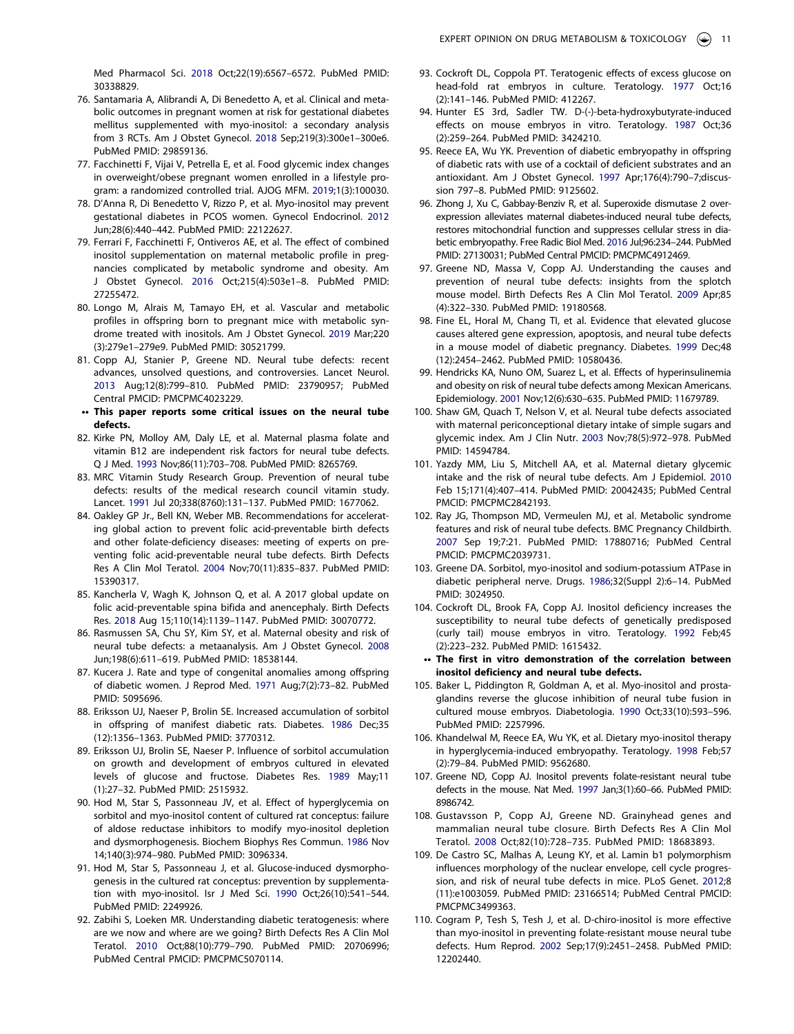Med Pharmacol Sci. 2018 Oct;22(19):6567–6572. PubMed PMID: 30338829.

76. Santamaria A, Alibrandi A, Di Benedetto A, et al. Clinical and metabolic outcomes in pregnant women at risk for gestational diabetes mellitus supplemented with myo-inositol: a secondary analysis from 3 RCTs. Am J Obstet Gynecol. 2018 Sep;219(3):300e1–300e6. PubMed PMID: 29859136.
77. Facchinetti F, Vijai V, Petrella E, et al. Food glycemic index changes in overweight/obese pregnant women enrolled in a lifestyle program: a randomized controlled trial. AJOG MFM. 2019;1(3):100030.
78. D'Anna R, Di Benedetto V, Rizzo P, et al. Myo-inositol may prevent gestational diabetes in PCOS women. Gynecol Endocrinol. 2012 Jun;28(6):440–442. PubMed PMID: 22122627.
79. Ferrari F, Facchinetti F, Ontiveros AE, et al. The effect of combined inositol supplementation on maternal metabolic profile in pregnancies complicated by metabolic syndrome and obesity. Am J Obstet Gynecol. 2016 Oct;215(4):503e1–8. PubMed PMID: 27255472.
80. Longo M, Alrais M, Tamayo EH, et al. Vascular and metabolic profiles in offspring born to pregnant mice with metabolic syndrome treated with inositols. Am J Obstet Gynecol. 2019 Mar;220(3):279e1–279e9. PubMed PMID: 30521799.
81. Copp AJ, Stanier P, Greene ND. Neural tube defects: recent advances, unsolved questions, and controversies. Lancet Neurol. 2013 Aug;12(8):799–810. PubMed PMID: 23790957; PubMed Central PMCID: PMCPMC4023229.
    - •• **This paper reports some critical issues on the neural tube defects.**
82. Kirke PN, Molloy AM, Daly LE, et al. Maternal plasma folate and vitamin B12 are independent risk factors for neural tube defects. Q J Med. 1993 Nov;86(11):703–708. PubMed PMID: 8265769.
83. MRC Vitamin Study Research Group. Prevention of neural tube defects: results of the medical research council vitamin study. Lancet. 1991 Jul 20;338(8760):131–137. PubMed PMID: 1677062.
84. Oakley GP Jr., Bell KN, Weber MB. Recommendations for accelerating global action to prevent folic acid-preventable birth defects and other folate-deficiency diseases: meeting of experts on preventing folic acid-preventable neural tube defects. Birth Defects Res A Clin Mol Teratol. 2004 Nov;70(11):835–837. PubMed PMID: 15390317.
85. Kancherla V, Wagh K, Johnson Q, et al. A 2017 global update on folic acid-preventable spina bifida and anencephaly. Birth Defects Res. 2018 Aug 15;110(14):1139–1147. PubMed PMID: 30070772.
86. Rasmussen SA, Chu SY, Kim SY, et al. Maternal obesity and risk of neural tube defects: a metaanalysis. Am J Obstet Gynecol. 2008 Jun;198(6):611–619. PubMed PMID: 18538144.
87. Kucera J. Rate and type of congenital anomalies among offspring of diabetic women. J Reprod Med. 1971 Aug;7(2):73–82. PubMed PMID: 5095696.
88. Eriksson UJ, Naeser P, Brolin SE. Increased accumulation of sorbitol in offspring of manifest diabetic rats. Diabetes. 1986 Dec;35(12):1356–1363. PubMed PMID: 3770312.
89. Eriksson UJ, Brolin SE, Naeser P. Influence of sorbitol accumulation on growth and development of embryos cultured in elevated levels of glucose and fructose. Diabetes Res. 1989 May;11(1):27–32. PubMed PMID: 2515932.
90. Hod M, Star S, Passonneau JV, et al. Effect of hyperglycemia on sorbitol and myo-inositol content of cultured rat conceptus: failure of aldose reductase inhibitors to modify myo-inositol depletion and dysmorphogenesis. Biochem Biophys Res Commun. 1986 Nov 14;140(3):974–980. PubMed PMID: 3096334.
91. Hod M, Star S, Passonneau J, et al. Glucose-induced dysmorphogenesis in the cultured rat conceptus: prevention by supplementation with myo-inositol. Isr J Med Sci. 1990 Oct;26(10):541–544. PubMed PMID: 2249926.
92. Zabihi S, Loeken MR. Understanding diabetic teratogenesis: where are we now and where are we going? Birth Defects Res A Clin Mol Teratol. 2010 Oct;88(10):779–790. PubMed PMID: 20706996; PubMed Central PMCID: PMCPMC5070114.
93. Cockroft DL, Coppola PT. Teratogenic effects of excess glucose on head-fold rat embryos in culture. Teratology. 1977 Oct;16(2):141–146. PubMed PMID: 412267.
94. Hunter ES 3rd, Sadler TW. D-(-)-beta-hydroxybutyrate-induced effects on mouse embryos in vitro. Teratology. 1987 Oct;36(2):259–264. PubMed PMID: 3424210.
95. Reece EA, Wu YK. Prevention of diabetic embryopathy in offspring of diabetic rats with use of a cocktail of deficient substrates and an antioxidant. Am J Obstet Gynecol. 1997 Apr;176(4):790–7;discussion 797–8. PubMed PMID: 9125602.
96. Zhong J, Xu C, Gabbay-Benziv R, et al. Superoxide dismutase 2 overexpression alleviates maternal diabetes-induced neural tube defects, restores mitochondrial function and suppresses cellular stress in diabetic embryopathy. Free Radic Biol Med. 2016 Jul;96:234–244. PubMed PMID: 27130031; PubMed Central PMCID: PMCPMC4912469.
97. Greene ND, Massa V, Copp AJ. Understanding the causes and prevention of neural tube defects: insights from the splotch mouse model. Birth Defects Res A Clin Mol Teratol. 2009 Apr;85(4):322–330. PubMed PMID: 19180568.
98. Fine EL, Horal M, Chang TI, et al. Evidence that elevated glucose causes altered gene expression, apoptosis, and neural tube defects in a mouse model of diabetic pregnancy. Diabetes. 1999 Dec;48(12):2454–2462. PubMed PMID: 10580436.
99. Hendricks KA, Nuno OM, Suarez L, et al. Effects of hyperinsulinemia and obesity on risk of neural tube defects among Mexican Americans. Epidemiology. 2001 Nov;12(6):630–635. PubMed PMID: 11679789.
100. Shaw GM, Quach T, Nelson V, et al. Neural tube defects associated with maternal periconceptional dietary intake of simple sugars and glycemic index. Am J Clin Nutr. 2003 Nov;78(5):972–978. PubMed PMID: 14594784.
101. Yazdy MM, Liu S, Mitchell AA, et al. Maternal dietary glycemic intake and the risk of neural tube defects. Am J Epidemiol. 2010 Feb 15;171(4):407–414. PubMed PMID: 20042435; PubMed Central PMCID: PMCPMC2842193.
102. Ray JG, Thompson MD, Vermeulen MJ, et al. Metabolic syndrome features and risk of neural tube defects. BMC Pregnancy Childbirth. 2007 Sep 19;7:21. PubMed PMID: 17880716; PubMed Central PMCID: PMCPMC2039731.
103. Greene DA. Sorbitol, myo-inositol and sodium-potassium ATPase in diabetic peripheral nerve. Drugs. 1986;32(Suppl 2):6–14. PubMed PMID: 3024950.
104. Cockroft DL, Brook FA, Copp AJ. Inositol deficiency increases the susceptibility to neural tube defects of genetically predisposed (curly tail) mouse embryos in vitro. Teratology. 1992 Feb;45(2):223–232. PubMed PMID: 1615432.
    - •• **The first in vitro demonstration of the correlation between inositol deficiency and neural tube defects.**
105. Baker L, Piddington R, Goldman A, et al. Myo-inositol and prostaglandins reverse the glucose inhibition of neural tube fusion in cultured mouse embryos. Diabetologia. 1990 Oct;33(10):593–596. PubMed PMID: 2257996.
106. Khandelwal M, Reece EA, Wu YK, et al. Dietary myo-inositol therapy in hyperglycemia-induced embryopathy. Teratology. 1998 Feb;57(2):79–84. PubMed PMID: 9562680.
107. Greene ND, Copp AJ. Inositol prevents folate-resistant neural tube defects in the mouse. Nat Med. 1997 Jan;3(1):60–66. PubMed PMID: 8986742.
108. Gustavsson P, Copp AJ, Greene ND. Grainyhead genes and mammalian neural tube closure. Birth Defects Res A Clin Mol Teratol. 2008 Oct;82(10):728–735. PubMed PMID: 18683893.
109. De Castro SC, Malhas A, Leung KY, et al. Lamin b1 polymorphism influences morphology of the nuclear envelope, cell cycle progression, and risk of neural tube defects in mice. PLoS Genet. 2012;8(11):e1003059. PubMed PMID: 23166514; PubMed Central PMCID: PMCPMC3499363.
110. Cogram P, Tesh S, Tesh J, et al. D-chiro-inositol is more effective than myo-inositol in preventing folate-resistant mouse neural tube defects. Hum Reprod. 2002 Sep;17(9):2451–2458. PubMed PMID: 12202440.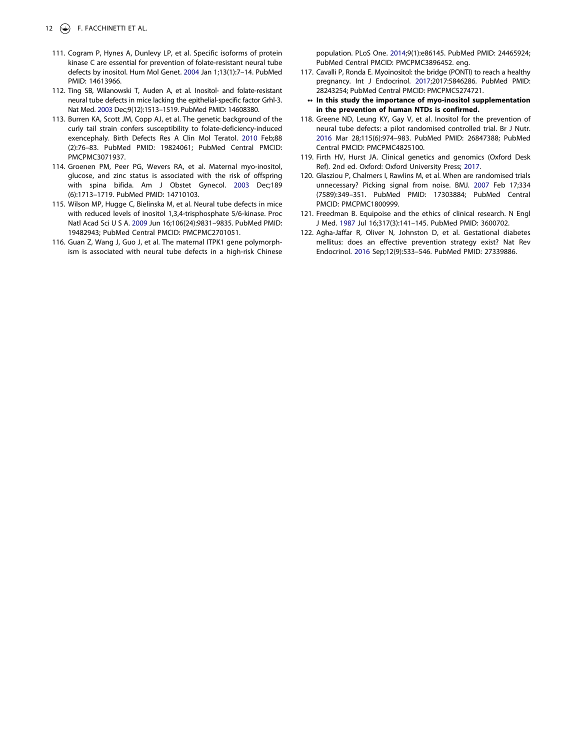111. Cogram P, Hynes A, Dunlevy LP, et al. Specific isoforms of protein kinase C are essential for prevention of folate-resistant neural tube defects by inositol. Hum Mol Genet. 2004 Jan 1;13(1):7–14. PubMed PMID: 14613966.
112. Ting SB, Wilanowski T, Auden A, et al. Inositol- and folate-resistant neural tube defects in mice lacking the epithelial-specific factor Grhl-3. Nat Med. 2003 Dec;9(12):1513–1519. PubMed PMID: 14608380.
113. Burren KA, Scott JM, Copp AJ, et al. The genetic background of the curly tail strain confers susceptibility to folate-deficiency-induced exencephaly. Birth Defects Res A Clin Mol Teratol. 2010 Feb;88 (2):76–83. PubMed PMID: 19824061; PubMed Central PMCID: PMCPMC3071937.
114. Groenen PM, Peer PG, Wevers RA, et al. Maternal myo-inositol, glucose, and zinc status is associated with the risk of offspring with spina bifida. Am J Obstet Gynecol. 2003 Dec;189 (6):1713–1719. PubMed PMID: 14710103.
115. Wilson MP, Hugge C, Bielinska M, et al. Neural tube defects in mice with reduced levels of inositol 1,3,4-trisphosphate 5/6-kinase. Proc Natl Acad Sci U S A. 2009 Jun 16;106(24):9831–9835. PubMed PMID: 19482943; PubMed Central PMCID: PMCPMC2701051.
116. Guan Z, Wang J, Guo J, et al. The maternal ITPK1 gene polymorphism is associated with neural tube defects in a high-risk Chinese population. PLoS One. 2014;9(1):e86145. PubMed PMID: 24465924; PubMed Central PMCID: PMCPMC3896452. eng.
117. Cavalli P, Ronda E. Myoinositol: the bridge (PONTI) to reach a healthy pregnancy. Int J Endocrinol. 2017;2017:5846286. PubMed PMID: 28243254; PubMed Central PMCID: PMCPMC5274721.
    - •• **In this study the importance of myo-inositol supplementation in the prevention of human NTDs is confirmed.**
118. Greene ND, Leung KY, Gay V, et al. Inositol for the prevention of neural tube defects: a pilot randomised controlled trial. Br J Nutr. 2016 Mar 28;115(6):974–983. PubMed PMID: 26847388; PubMed Central PMCID: PMCPMC4825100.
119. Firth HV, Hurst JA. Clinical genetics and genomics (Oxford Desk Ref). 2nd ed. Oxford: Oxford University Press; 2017.
120. Glasziou P, Chalmers I, Rawlins M, et al. When are randomised trials unnecessary? Picking signal from noise. BMJ. 2007 Feb 17;334 (7589):349–351. PubMed PMID: 17303884; PubMed Central PMCID: PMCPMC1800999.
121. Freedman B. Equipoise and the ethics of clinical research. N Engl J Med. 1987 Jul 16;317(3):141–145. PubMed PMID: 3600702.
122. Agha-Jaffar R, Oliver N, Johnston D, et al. Gestational diabetes mellitus: does an effective prevention strategy exist? Nat Rev Endocrinol. 2016 Sep;12(9):533–546. PubMed PMID: 27339886.